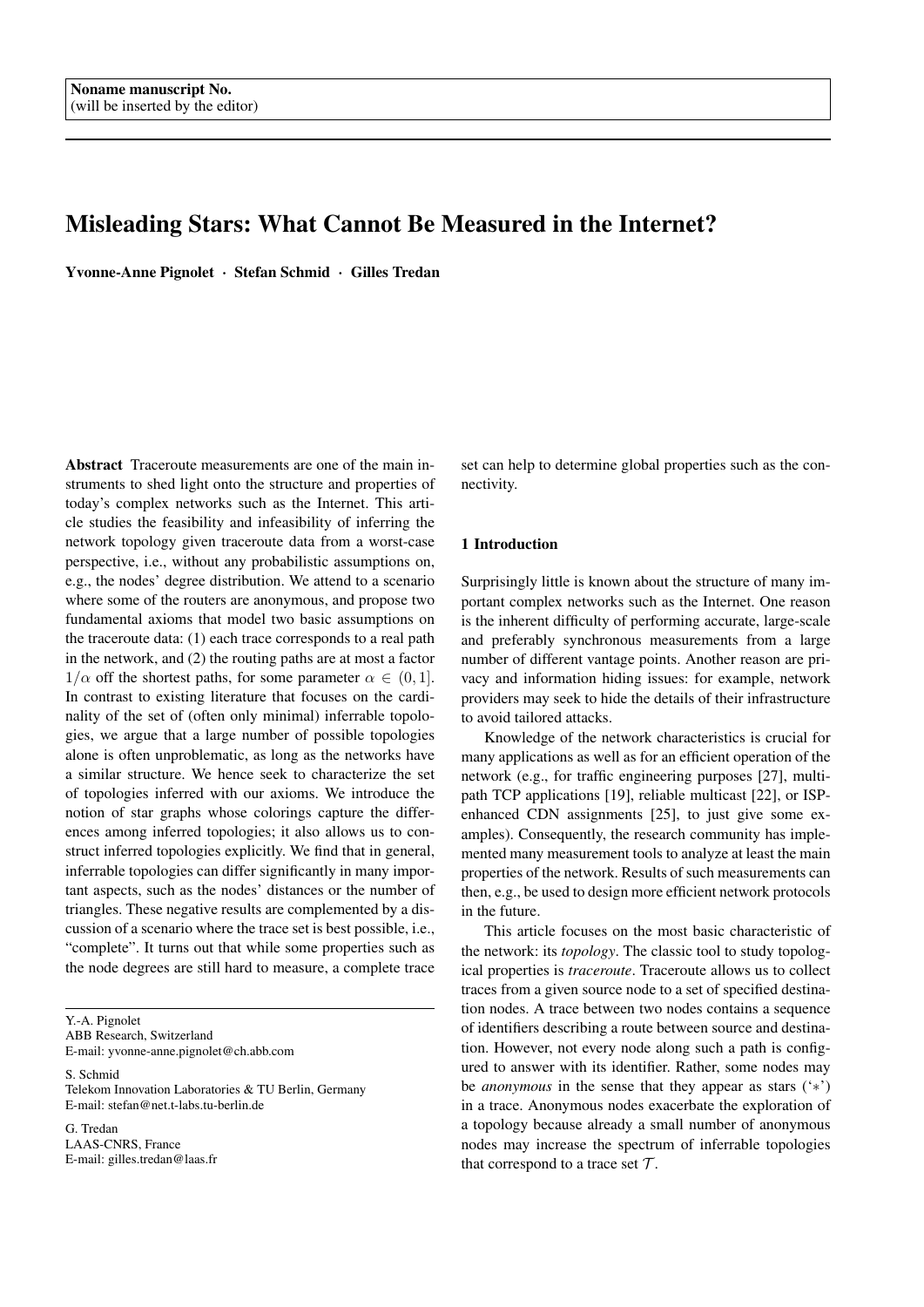Noname manuscript No.
(will be inserted by the editor)

# Misleading Stars: What Cannot Be Measured in the Internet?

**Yvonne-Anne Pignolet · Stefan Schmid · Gilles Tredan**

**Abstract** Traceroute measurements are one of the main instruments to shed light onto the structure and properties of today's complex networks such as the Internet. This article studies the feasibility and infeasibility of inferring the network topology given traceroute data from a worst-case perspective, i.e., without any probabilistic assumptions on, e.g., the nodes' degree distribution. We attend to a scenario where some of the routers are anonymous, and propose two fundamental axioms that model two basic assumptions on the traceroute data: (1) each trace corresponds to a real path in the network, and (2) the routing paths are at most a factor $1/\alpha$ off the shortest paths, for some parameter $\alpha \in (0, 1]$. In contrast to existing literature that focuses on the cardinality of the set of (often only minimal) inferrable topologies, we argue that a large number of possible topologies alone is often unproblematic, as long as the networks have a similar structure. We hence seek to characterize the set of topologies inferred with our axioms. We introduce the notion of star graphs whose colorings capture the differences among inferred topologies; it also allows us to construct inferred topologies explicitly. We find that in general, inferrable topologies can differ significantly in many important aspects, such as the nodes' distances or the number of triangles. These negative results are complemented by a discussion of a scenario where the trace set is best possible, i.e., "complete". It turns out that while some properties such as the node degrees are still hard to measure, a complete trace set can help to determine global properties such as the connectivity.

Y.-A. Pignolet
ABB Research, Switzerland
E-mail: yvonne-anne.pignolet@ch.abb.com

S. Schmid
Telekom Innovation Laboratories & TU Berlin, Germany
E-mail: stefan@net.t-labs.tu-berlin.de

G. Tredan
LAAS-CNRS, France
E-mail: gilles.tredan@laas.fr

## 1 Introduction

Surprisingly little is known about the structure of many important complex networks such as the Internet. One reason is the inherent difficulty of performing accurate, large-scale and preferably synchronous measurements from a large number of different vantage points. Another reason are privacy and information hiding issues: for example, network providers may seek to hide the details of their infrastructure to avoid tailored attacks.

Knowledge of the network characteristics is crucial for many applications as well as for an efficient operation of the network (e.g., for traffic engineering purposes [27], multipath TCP applications [19], reliable multicast [22], or ISP-enhanced CDN assignments [25], to just give some examples). Consequently, the research community has implemented many measurement tools to analyze at least the main properties of the network. Results of such measurements can then, e.g., be used to design more efficient network protocols in the future.

This article focuses on the most basic characteristic of the network: its *topology*. The classic tool to study topological properties is *traceroute*. Traceroute allows us to collect traces from a given source node to a set of specified destination nodes. A trace between two nodes contains a sequence of identifiers describing a route between source and destination. However, not every node along such a path is configured to answer with its identifier. Rather, some nodes may be *anonymous* in the sense that they appear as stars ('$*$') in a trace. Anonymous nodes exacerbate the exploration of a topology because already a small number of anonymous nodes may increase the spectrum of inferrable topologies that correspond to a trace set $\mathcal{T}$.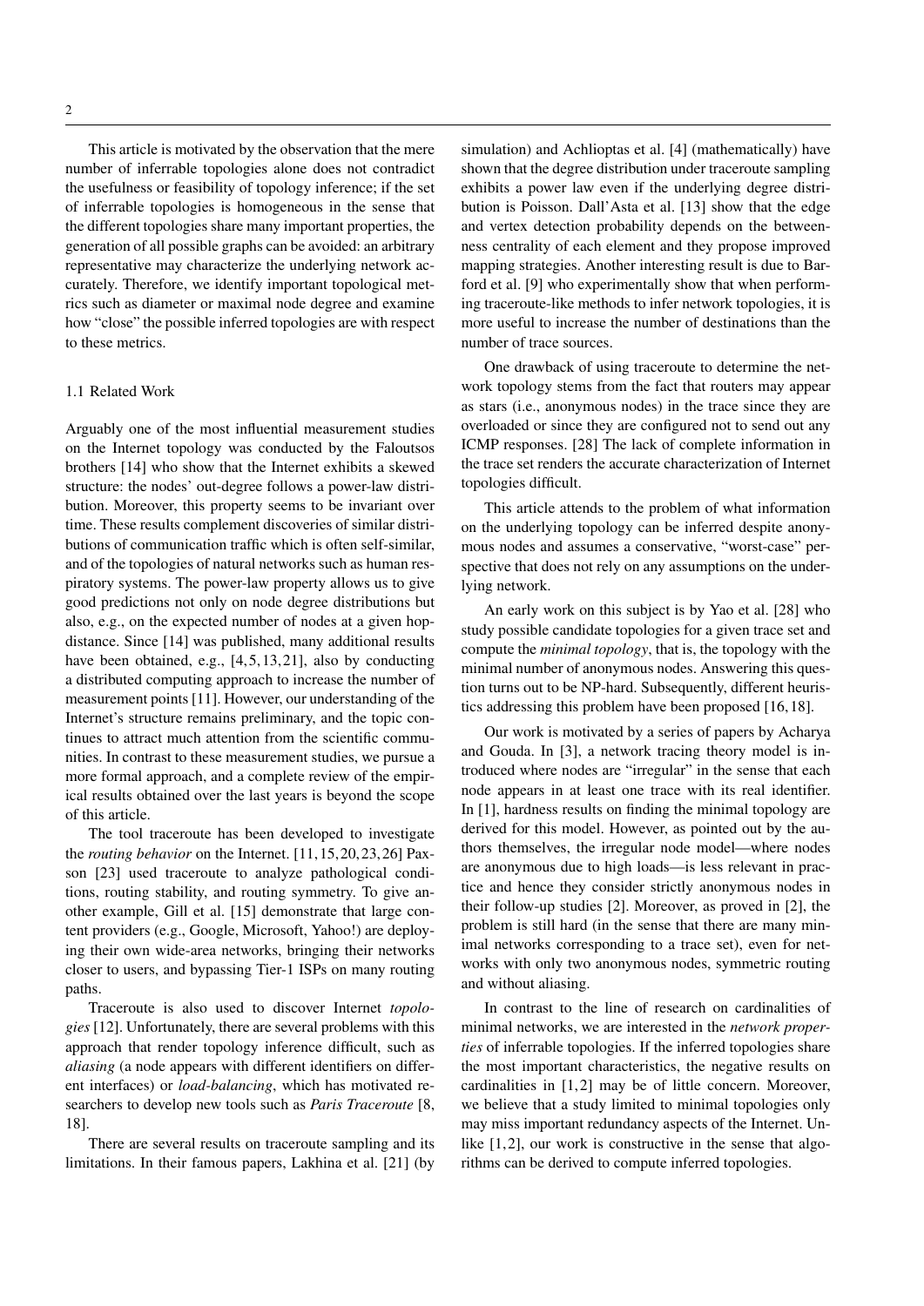This article is motivated by the observation that the mere number of inferrable topologies alone does not contradict the usefulness or feasibility of topology inference; if the set of inferrable topologies is homogeneous in the sense that the different topologies share many important properties, the generation of all possible graphs can be avoided: an arbitrary representative may characterize the underlying network accurately. Therefore, we identify important topological metrics such as diameter or maximal node degree and examine how "close" the possible inferred topologies are with respect to these metrics.

### 1.1 Related Work

Arguably one of the most influential measurement studies on the Internet topology was conducted by the Faloutsos brothers [14] who show that the Internet exhibits a skewed structure: the nodes' out-degree follows a power-law distribution. Moreover, this property seems to be invariant over time. These results complement discoveries of similar distributions of communication traffic which is often self-similar, and of the topologies of natural networks such as human respiratory systems. The power-law property allows us to give good predictions not only on node degree distributions but also, e.g., on the expected number of nodes at a given hop-distance. Since [14] was published, many additional results have been obtained, e.g., [4,5,13,21], also by conducting a distributed computing approach to increase the number of measurement points [11]. However, our understanding of the Internet's structure remains preliminary, and the topic continues to attract much attention from the scientific communities. In contrast to these measurement studies, we pursue a more formal approach, and a complete review of the empirical results obtained over the last years is beyond the scope of this article.

The tool traceroute has been developed to investigate the *routing behavior* on the Internet. [11,15,20,23,26] Paxson [23] used traceroute to analyze pathological conditions, routing stability, and routing symmetry. To give another example, Gill et al. [15] demonstrate that large content providers (e.g., Google, Microsoft, Yahoo!) are deploying their own wide-area networks, bringing their networks closer to users, and bypassing Tier-1 ISPs on many routing paths.

Traceroute is also used to discover Internet *topologies* [12]. Unfortunately, there are several problems with this approach that render topology inference difficult, such as *aliasing* (a node appears with different identifiers on different interfaces) or *load-balancing*, which has motivated researchers to develop new tools such as *Paris Traceroute* [8, 18].

There are several results on traceroute sampling and its limitations. In their famous papers, Lakhina et al. [21] (by simulation) and Achlioptas et al. [4] (mathematically) have shown that the degree distribution under traceroute sampling exhibits a power law even if the underlying degree distribution is Poisson. Dall'Asta et al. [13] show that the edge and vertex detection probability depends on the betweenness centrality of each element and they propose improved mapping strategies. Another interesting result is due to Barford et al. [9] who experimentally show that when performing traceroute-like methods to infer network topologies, it is more useful to increase the number of destinations than the number of trace sources.

One drawback of using traceroute to determine the network topology stems from the fact that routers may appear as stars (i.e., anonymous nodes) in the trace since they are overloaded or since they are configured not to send out any ICMP responses. [28] The lack of complete information in the trace set renders the accurate characterization of Internet topologies difficult.

This article attends to the problem of what information on the underlying topology can be inferred despite anonymous nodes and assumes a conservative, "worst-case" perspective that does not rely on any assumptions on the underlying network.

An early work on this subject is by Yao et al. [28] who study possible candidate topologies for a given trace set and compute the *minimal topology*, that is, the topology with the minimal number of anonymous nodes. Answering this question turns out to be NP-hard. Subsequently, different heuristics addressing this problem have been proposed [16,18].

Our work is motivated by a series of papers by Acharya and Gouda. In [3], a network tracing theory model is introduced where nodes are "irregular" in the sense that each node appears in at least one trace with its real identifier. In [1], hardness results on finding the minimal topology are derived for this model. However, as pointed out by the authors themselves, the irregular node model—where nodes are anonymous due to high loads—is less relevant in practice and hence they consider strictly anonymous nodes in their follow-up studies [2]. Moreover, as proved in [2], the problem is still hard (in the sense that there are many minimal networks corresponding to a trace set), even for networks with only two anonymous nodes, symmetric routing and without aliasing.

In contrast to the line of research on cardinalities of minimal networks, we are interested in the *network properties* of inferrable topologies. If the inferred topologies share the most important characteristics, the negative results on cardinalities in [1,2] may be of little concern. Moreover, we believe that a study limited to minimal topologies only may miss important redundancy aspects of the Internet. Unlike [1,2], our work is constructive in the sense that algorithms can be derived to compute inferred topologies.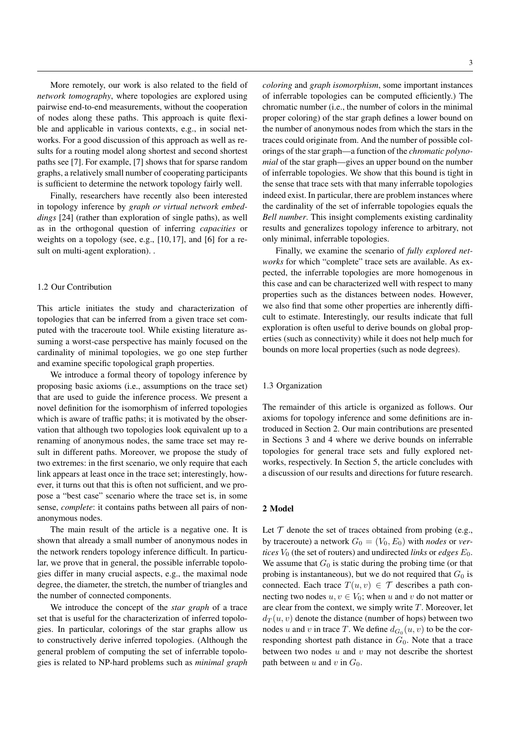More remotely, our work is also related to the field of *network tomography*, where topologies are explored using pairwise end-to-end measurements, without the cooperation of nodes along these paths. This approach is quite flexible and applicable in various contexts, e.g., in social networks. For a good discussion of this approach as well as results for a routing model along shortest and second shortest paths see [7]. For example, [7] shows that for sparse random graphs, a relatively small number of cooperating participants is sufficient to determine the network topology fairly well.

Finally, researchers have recently also been interested in topology inference by *graph or virtual network embeddings* [24] (rather than exploration of single paths), as well as in the orthogonal question of inferring *capacities* or weights on a topology (see, e.g., [10, 17], and [6] for a result on multi-agent exploration). .

### 1.2 Our Contribution

This article initiates the study and characterization of topologies that can be inferred from a given trace set computed with the traceroute tool. While existing literature assuming a worst-case perspective has mainly focused on the cardinality of minimal topologies, we go one step further and examine specific topological graph properties.

We introduce a formal theory of topology inference by proposing basic axioms (i.e., assumptions on the trace set) that are used to guide the inference process. We present a novel definition for the isomorphism of inferred topologies which is aware of traffic paths; it is motivated by the observation that although two topologies look equivalent up to a renaming of anonymous nodes, the same trace set may result in different paths. Moreover, we propose the study of two extremes: in the first scenario, we only require that each link appears at least once in the trace set; interestingly, however, it turns out that this is often not sufficient, and we propose a "best case" scenario where the trace set is, in some sense, *complete*: it contains paths between all pairs of non-anonymous nodes.

The main result of the article is a negative one. It is shown that already a small number of anonymous nodes in the network renders topology inference difficult. In particular, we prove that in general, the possible inferrable topologies differ in many crucial aspects, e.g., the maximal node degree, the diameter, the stretch, the number of triangles and the number of connected components.

We introduce the concept of the *star graph* of a trace set that is useful for the characterization of inferred topologies. In particular, colorings of the star graphs allow us to constructively derive inferred topologies. (Although the general problem of computing the set of inferrable topologies is related to NP-hard problems such as *minimal graph coloring* and *graph isomorphism*, some important instances of inferrable topologies can be computed efficiently.) The chromatic number (i.e., the number of colors in the minimal proper coloring) of the star graph defines a lower bound on the number of anonymous nodes from which the stars in the traces could originate from. And the number of possible colorings of the star graph—a function of the *chromatic polynomial* of the star graph—gives an upper bound on the number of inferrable topologies. We show that this bound is tight in the sense that trace sets with that many inferrable topologies indeed exist. In particular, there are problem instances where the cardinality of the set of inferrable topologies equals the *Bell number*. This insight complements existing cardinality results and generalizes topology inference to arbitrary, not only minimal, inferrable topologies.

Finally, we examine the scenario of *fully explored networks* for which "complete" trace sets are available. As expected, the inferrable topologies are more homogenous in this case and can be characterized well with respect to many properties such as the distances between nodes. However, we also find that some other properties are inherently difficult to estimate. Interestingly, our results indicate that full exploration is often useful to derive bounds on global properties (such as connectivity) while it does not help much for bounds on more local properties (such as node degrees).

### 1.3 Organization

The remainder of this article is organized as follows. Our axioms for topology inference and some definitions are introduced in Section 2. Our main contributions are presented in Sections 3 and 4 where we derive bounds on inferrable topologies for general trace sets and fully explored networks, respectively. In Section 5, the article concludes with a discussion of our results and directions for future research.

## 2 Model

Let $\mathcal{T}$ denote the set of traces obtained from probing (e.g., by traceroute) a network $G_0 = (V_0, E_0)$ with *nodes* or *vertices* $V_0$ (the set of routers) and undirected *links* or *edges* $E_0$. We assume that $G_0$ is static during the probing time (or that probing is instantaneous), but we do not required that $G_0$ is connected. Each trace $T(u, v) \in \mathcal{T}$ describes a path connecting two nodes $u, v \in V_0$; when $u$ and $v$ do not matter or are clear from the context, we simply write $T$. Moreover, let $d_T(u, v)$ denote the distance (number of hops) between two nodes $u$ and $v$ in trace $T$. We define $d_{G_0}(u, v)$ to be the corresponding shortest path distance in $G_0$. Note that a trace between two nodes $u$ and $v$ may not describe the shortest path between $u$ and $v$ in $G_0$.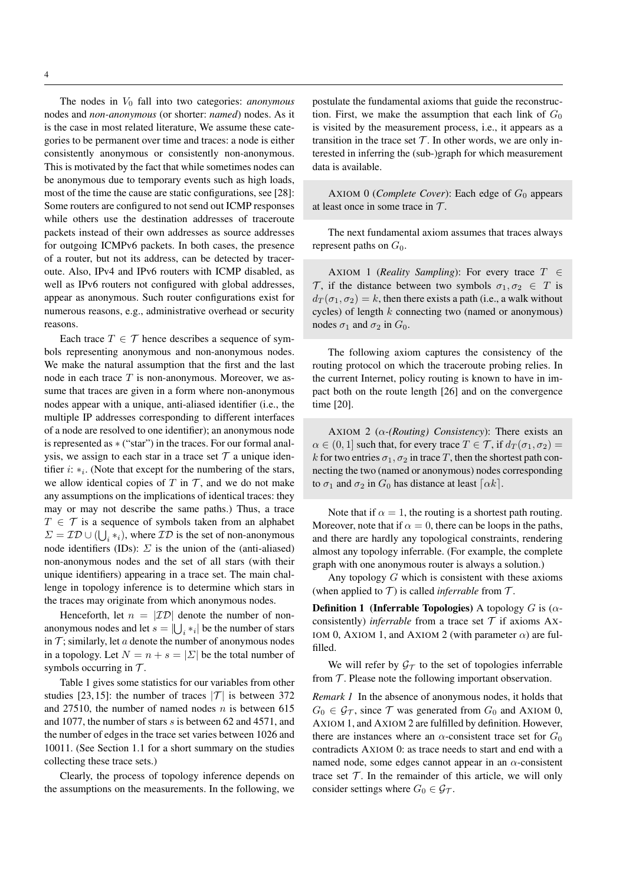The nodes in $V_0$ fall into two categories: *anonymous* nodes and *non-anonymous* (or shorter: *named*) nodes. As it is the case in most related literature, We assume these categories to be permanent over time and traces: a node is either consistently anonymous or consistently non-anonymous. This is motivated by the fact that while sometimes nodes can be anonymous due to temporary events such as high loads, most of the time the cause are static configurations, see [28]: Some routers are configured to not send out ICMP responses while others use the destination addresses of traceroute packets instead of their own addresses as source addresses for outgoing ICMPv6 packets. In both cases, the presence of a router, but not its address, can be detected by traceroute. Also, IPv4 and IPv6 routers with ICMP disabled, as well as IPv6 routers not configured with global addresses, appear as anonymous. Such router configurations exist for numerous reasons, e.g., administrative overhead or security reasons.

Each trace $T \in \mathcal{T}$ hence describes a sequence of symbols representing anonymous and non-anonymous nodes. We make the natural assumption that the first and the last node in each trace $T$ is non-anonymous. Moreover, we assume that traces are given in a form where non-anonymous nodes appear with a unique, anti-aliased identifier (i.e., the multiple IP addresses corresponding to different interfaces of a node are resolved to one identifier); an anonymous node is represented as $*$ ("star") in the traces. For our formal analysis, we assign to each star in a trace set $\mathcal{T}$ a unique identifier $i$: $*_i$. (Note that except for the numbering of the stars, we allow identical copies of $T$ in $\mathcal{T}$, and we do not make any assumptions on the implications of identical traces: they may or may not describe the same paths.) Thus, a trace $T \in \mathcal{T}$ is a sequence of symbols taken from an alphabet $\Sigma = \mathcal{ID} \cup (\bigcup_i *_i)$, where $\mathcal{ID}$ is the set of non-anonymous node identifiers (IDs): $\Sigma$ is the union of the (anti-aliased) non-anonymous nodes and the set of all stars (with their unique identifiers) appearing in a trace set. The main challenge in topology inference is to determine which stars in the traces may originate from which anonymous nodes.

Henceforth, let $n = |\mathcal{ID}|$ denote the number of non-anonymous nodes and let $s = |\bigcup_i *_i|$ be the number of stars in $\mathcal{T}$; similarly, let $a$ denote the number of anonymous nodes in a topology. Let $N = n + s = |\Sigma|$ be the total number of symbols occurring in $\mathcal{T}$.

Table 1 gives some statistics for our variables from other studies [23, 15]: the number of traces $|\mathcal{T}|$ is between 372 and 27510, the number of named nodes $n$ is between 615 and 1077, the number of stars $s$ is between 62 and 4571, and the number of edges in the trace set varies between 1026 and 10011. (See Section 1.1 for a short summary on the studies collecting these trace sets.)

Clearly, the process of topology inference depends on the assumptions on the measurements. In the following, we postulate the fundamental axioms that guide the reconstruction. First, we make the assumption that each link of $G_0$ is visited by the measurement process, i.e., it appears as a transition in the trace set $\mathcal{T}$. In other words, we are only interested in inferring the (sub-)graph for which measurement data is available.

AXIOM 0 (*Complete Cover*): Each edge of $G_0$ appears at least once in some trace in $\mathcal{T}$.

The next fundamental axiom assumes that traces always represent paths on $G_0$.

AXIOM 1 (*Reality Sampling*): For every trace $T \in \mathcal{T}$, if the distance between two symbols $\sigma_1, \sigma_2 \in T$ is $d_T(\sigma_1, \sigma_2) = k$, then there exists a path (i.e., a walk without cycles) of length $k$ connecting two (named or anonymous) nodes $\sigma_1$ and $\sigma_2$ in $G_0$.

The following axiom captures the consistency of the routing protocol on which the traceroute probing relies. In the current Internet, policy routing is known to have in impact both on the route length [26] and on the convergence time [20].

AXIOM 2 (*$\alpha$-(Routing) Consistency*): There exists an $\alpha \in (0, 1]$ such that, for every trace $T \in \mathcal{T}$, if $d_T(\sigma_1, \sigma_2) = k$ for two entries $\sigma_1, \sigma_2$ in trace $T$, then the shortest path connecting the two (named or anonymous) nodes corresponding to $\sigma_1$ and $\sigma_2$ in $G_0$ has distance at least $\lceil \alpha k \rceil$.

Note that if $\alpha = 1$, the routing is a shortest path routing. Moreover, note that if $\alpha = 0$, there can be loops in the paths, and there are hardly any topological constraints, rendering almost any topology inferrable. (For example, the complete graph with one anonymous router is always a solution.)

Any topology $G$ which is consistent with these axioms (when applied to $\mathcal{T}$) is called *inferrable* from $\mathcal{T}$.

**Definition 1 (Inferrable Topologies)** A topology $G$ is ($\alpha$-consistently) *inferrable* from a trace set $\mathcal{T}$ if axioms AXIOM 0, AXIOM 1, and AXIOM 2 (with parameter $\alpha$) are fulfilled.

We will refer by $\mathcal{G}_\mathcal{T}$ to the set of topologies inferrable from $\mathcal{T}$. Please note the following important observation.

*Remark 1* In the absence of anonymous nodes, it holds that $G_0 \in \mathcal{G}_\mathcal{T}$, since $\mathcal{T}$ was generated from $G_0$ and AXIOM 0, AXIOM 1, and AXIOM 2 are fulfilled by definition. However, there are instances where an $\alpha$-consistent trace set for $G_0$ contradicts AXIOM 0: as trace needs to start and end with a named node, some edges cannot appear in an $\alpha$-consistent trace set $\mathcal{T}$. In the remainder of this article, we will only consider settings where $G_0 \in \mathcal{G}_\mathcal{T}$.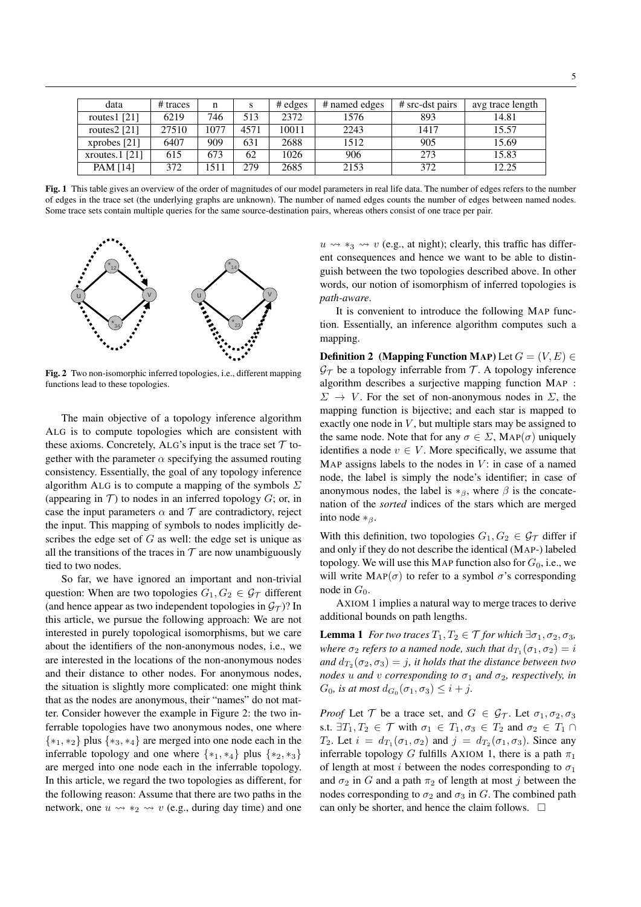| data | # traces | n | s | # edges | # named edges | # src-dst pairs | avg trace length |
|---|---|---|---|---|---|---|---|
| routes1 [21] | 6219 | 746 | 513 | 2372 | 1576 | 893 | 14.81 |
| routes2 [21] | 27510 | 1077 | 4571 | 10011 | 2243 | 1417 | 15.57 |
| xprobes [21] | 6407 | 909 | 631 | 2688 | 1512 | 905 | 15.69 |
| xroutes.1 [21] | 615 | 673 | 62 | 1026 | 906 | 273 | 15.83 |
| PAM [14] | 372 | 1511 | 279 | 2685 | 2153 | 372 | 12.25 |

**Fig. 1** This table gives an overview of the order of magnitudes of our model parameters in real life data. The number of edges refers to the number of edges in the trace set (the underlying graphs are unknown). The number of named edges counts the number of edges between named nodes. Some trace sets contain multiple queries for the same source-destination pairs, whereas others consist of one trace per pair.

**Fig. 2** Two non-isomorphic inferred topologies, i.e., different mapping functions lead to these topologies.

The main objective of a topology inference algorithm ALG is to compute topologies which are consistent with these axioms. Concretely, ALG's input is the trace set $\mathcal{T}$ together with the parameter $\alpha$ specifying the assumed routing consistency. Essentially, the goal of any topology inference algorithm ALG is to compute a mapping of the symbols $\Sigma$ (appearing in $\mathcal{T}$) to nodes in an inferred topology $G$; or, in case the input parameters $\alpha$ and $\mathcal{T}$ are contradictory, reject the input. This mapping of symbols to nodes implicitly describes the edge set of $G$ as well: the edge set is unique as all the transitions of the traces in $\mathcal{T}$ are now unambiguously tied to two nodes.

So far, we have ignored an important and non-trivial question: When are two topologies $G_1, G_2 \in \mathcal{G}_\mathcal{T}$ different (and hence appear as two independent topologies in $\mathcal{G}_\mathcal{T}$)? In this article, we pursue the following approach: We are not interested in purely topological isomorphisms, but we care about the identifiers of the non-anonymous nodes, i.e., we are interested in the locations of the non-anonymous nodes and their distance to other nodes. For anonymous nodes, the situation is slightly more complicated: one might think that as the nodes are anonymous, their "names" do not matter. Consider however the example in Figure 2: the two inferrable topologies have two anonymous nodes, one where $\{*_1, *_2\}$ plus $\{*_3, *_4\}$ are merged into one node each in the inferrable topology and one where $\{*_1, *_4\}$ plus $\{*_2, *_3\}$ are merged into one node each in the inferrable topology. In this article, we regard the two topologies as different, for the following reason: Assume that there are two paths in the network, one $u \rightsquigarrow *_2 \rightsquigarrow v$ (e.g., during day time) and one $u \rightsquigarrow *_3 \rightsquigarrow v$ (e.g., at night); clearly, this traffic has different consequences and hence we want to be able to distinguish between the two topologies described above. In other words, our notion of isomorphism of inferred topologies is *path-aware*.

It is convenient to introduce the following MAP function. Essentially, an inference algorithm computes such a mapping.

**Definition 2 (Mapping Function MAP)** Let $G = (V, E) \in \mathcal{G}_\mathcal{T}$ be a topology inferrable from $\mathcal{T}$. A topology inference algorithm describes a surjective mapping function MAP : $\Sigma \rightarrow V$. For the set of non-anonymous nodes in $\Sigma$, the mapping function is bijective; and each star is mapped to exactly one node in $V$, but multiple stars may be assigned to the same node. Note that for any $\sigma \in \Sigma$, MAP$(\sigma)$ uniquely identifies a node $v \in V$. More specifically, we assume that MAP assigns labels to the nodes in $V$: in case of a named node, the label is simply the node's identifier; in case of anonymous nodes, the label is $*_\beta$, where $\beta$ is the concatenation of the *sorted* indices of the stars which are merged into node $*_\beta$.

With this definition, two topologies $G_1, G_2 \in \mathcal{G}_\mathcal{T}$ differ if and only if they do not describe the identical (MAP-) labeled topology. We will use this MAP function also for $G_0$, i.e., we will write MAP$(\sigma)$ to refer to a symbol $\sigma$'s corresponding node in $G_0$.

AXIOM 1 implies a natural way to merge traces to derive additional bounds on path lengths.

**Lemma 1** *For two traces $T_1, T_2 \in \mathcal{T}$ for which $\exists \sigma_1, \sigma_2, \sigma_3$, where $\sigma_2$ refers to a named node, such that $d_{T_1}(\sigma_1, \sigma_2) = i$ and $d_{T_2}(\sigma_2, \sigma_3) = j$, it holds that the distance between two nodes $u$ and $v$ corresponding to $\sigma_1$ and $\sigma_2$, respectively, in $G_0$, is at most $d_{G_0}(\sigma_1, \sigma_3) \leq i + j$.*

*Proof* Let $\mathcal{T}$ be a trace set, and $G \in \mathcal{G}_\mathcal{T}$. Let $\sigma_1, \sigma_2, \sigma_3$ s.t. $\exists T_1, T_2 \in \mathcal{T}$ with $\sigma_1 \in T_1, \sigma_3 \in T_2$ and $\sigma_2 \in T_1 \cap T_2$. Let $i = d_{T_1}(\sigma_1, \sigma_2)$ and $j = d_{T_2}(\sigma_2, \sigma_3)$. Since any inferrable topology $G$ fulfills AXIOM 1, there is a path $\pi_1$ of length at most $i$ between the nodes corresponding to $\sigma_1$ and $\sigma_2$ in $G$ and a path $\pi_2$ of length at most $j$ between the nodes corresponding to $\sigma_2$ and $\sigma_3$ in $G$. The combined path can only be shorter, and hence the claim follows. $\square$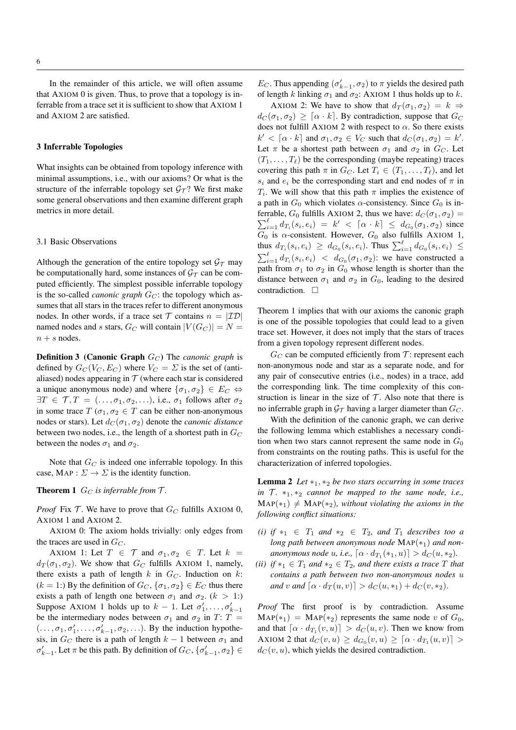In the remainder of this article, we will often assume that AXIOM 0 is given. Thus, to prove that a topology is inferrable from a trace set it is sufficient to show that AXIOM 1 and AXIOM 2 are satisfied.

## 3 Inferrable Topologies

What insights can be obtained from topology inference with minimal assumptions, i.e., with our axioms? Or what is the structure of the inferrable topology set $\mathcal{G}_\mathcal{T}$? We first make some general observations and then examine different graph metrics in more detail.

### 3.1 Basic Observations

Although the generation of the entire topology set $\mathcal{G}_\mathcal{T}$ may be computationally hard, some instances of $\mathcal{G}_\mathcal{T}$ can be computed efficiently. The simplest possible inferrable topology is the so-called *canonic graph* $G_C$: the topology which assumes that all stars in the traces refer to different anonymous nodes. In other words, if a trace set $\mathcal{T}$ contains $n = |\mathcal{ID}|$ named nodes and $s$ stars, $G_C$ will contain $|V(G_C)| = N = n + s$ nodes.

**Definition 3 (Canonic Graph $G_C$)** The *canonic graph* is defined by $G_C(V_C, E_C)$ where $V_C = \Sigma$ is the set of (anti-aliased) nodes appearing in $\mathcal{T}$ (where each star is considered a unique anonymous node) and where $\{\sigma_1, \sigma_2\} \in E_C \Leftrightarrow \exists T \in \mathcal{T}, T = (\ldots, \sigma_1, \sigma_2, \ldots)$, i.e., $\sigma_1$ follows after $\sigma_2$ in some trace $T$ ($\sigma_1, \sigma_2 \in T$ can be either non-anonymous nodes or stars). Let $d_C(\sigma_1, \sigma_2)$ denote the *canonic distance* between two nodes, i.e., the length of a shortest path in $G_C$ between the nodes $\sigma_1$ and $\sigma_2$.

Note that $G_C$ is indeed one inferrable topology. In this case, $\text{MAP} : \Sigma \to \Sigma$ is the identity function.

**Theorem 1** *$G_C$ is inferrable from $\mathcal{T}$.*

*Proof* Fix $\mathcal{T}$. We have to prove that $G_C$ fulfills AXIOM 0, AXIOM 1 and AXIOM 2.

AXIOM 0: The axiom holds trivially: only edges from the traces are used in $G_C$.

AXIOM 1: Let $T \in \mathcal{T}$ and $\sigma_1, \sigma_2 \in T$. Let $k = d_T(\sigma_1, \sigma_2)$. We show that $G_C$ fulfills AXIOM 1, namely, there exists a path of length $k$ in $G_C$. Induction on $k$: ($k = 1$:) By the definition of $G_C$, $\{\sigma_1, \sigma_2\} \in E_C$ thus there exists a path of length one between $\sigma_1$ and $\sigma_2$. ($k > 1$:) Suppose AXIOM 1 holds up to $k-1$. Let $\sigma'_1, \ldots, \sigma'_{k-1}$ be the intermediary nodes between $\sigma_1$ and $\sigma_2$ in $T$: $T = (\ldots, \sigma_1, \sigma'_1, \ldots, \sigma'_{k-1}, \sigma_2, \ldots)$. By the induction hypothesis, in $G_C$ there is a path of length $k-1$ between $\sigma_1$ and $\sigma'_{k-1}$. Let $\pi$ be this path. By definition of $G_C$, $\{\sigma'_{k-1}, \sigma_2\} \in E_C$. Thus appending $(\sigma'_{k-1}, \sigma_2)$ to $\pi$ yields the desired path of length $k$ linking $\sigma_1$ and $\sigma_2$: AXIOM 1 thus holds up to $k$.

AXIOM 2: We have to show that $d_T(\sigma_1, \sigma_2) = k \Rightarrow d_C(\sigma_1, \sigma_2) \geq \lceil \alpha \cdot k \rceil$. By contradiction, suppose that $G_C$ does not fulfill AXIOM 2 with respect to $\alpha$. So there exists $k' < \lceil \alpha \cdot k \rceil$ and $\sigma_1, \sigma_2 \in V_C$ such that $d_C(\sigma_1, \sigma_2) = k'$. Let $\pi$ be a shortest path between $\sigma_1$ and $\sigma_2$ in $G_C$. Let $(T_1, \ldots, T_\ell)$ be the corresponding (maybe repeating) traces covering this path $\pi$ in $G_C$. Let $T_i \in (T_1, \ldots, T_\ell)$, and let $s_i$ and $e_i$ be the corresponding start and end nodes of $\pi$ in $T_i$. We will show that this path $\pi$ implies the existence of a path in $G_0$ which violates $\alpha$-consistency. Since $G_0$ is inferrable, $G_0$ fulfills AXIOM 2, thus we have: $d_C(\sigma_1, \sigma_2) = \sum_{i=1}^{\ell} d_{T_i}(s_i, e_i) = k' < \lceil \alpha \cdot k \rceil \leq d_{G_0}(\sigma_1, \sigma_2)$ since $G_0$ is $\alpha$-consistent. However, $G_0$ also fulfills AXIOM 1, thus $d_{T_i}(s_i, e_i) \geq d_{G_0}(s_i, e_i)$. Thus $\sum_{i=1}^{\ell} d_{G_0}(s_i, e_i) \leq \sum_{i=1}^{\ell} d_{T_i}(s_i, e_i) < d_{G_0}(\sigma_1, \sigma_2)$: we have constructed a path from $\sigma_1$ to $\sigma_2$ in $G_0$ whose length is shorter than the distance between $\sigma_1$ and $\sigma_2$ in $G_0$, leading to the desired contradiction. $\square$

Theorem 1 implies that with our axioms the canonic graph is one of the possible topologies that could lead to a given trace set. However, it does not imply that the stars of traces from a given topology represent different nodes.

$G_C$ can be computed efficiently from $\mathcal{T}$: represent each non-anonymous node and star as a separate node, and for any pair of consecutive entries (i.e., nodes) in a trace, add the corresponding link. The time complexity of this construction is linear in the size of $\mathcal{T}$. Also note that there is no inferrable graph in $\mathcal{G}_\mathcal{T}$ having a larger diameter than $G_C$.

With the definition of the canonic graph, we can derive the following lemma which establishes a necessary condition when two stars cannot represent the same node in $G_0$ from constraints on the routing paths. This is useful for the characterization of inferred topologies.

**Lemma 2** *Let $*_1, *_2$ be two stars occurring in some traces in $\mathcal{T}$. $*_1, *_2$ cannot be mapped to the same node, i.e., $\text{MAP}(*_1) \neq \text{MAP}(*_2)$, without violating the axioms in the following conflict situations:*

*(i) if $*_1 \in T_1$ and $*_2 \in T_2$, and $T_1$ describes too a long path between anonymous node $\text{MAP}(*_1)$ and non-anonymous node $u$, i.e., $\lceil \alpha \cdot d_{T_1}(*_1, u) \rceil > d_C(u, *_2)$.*

*(ii) if $*_1 \in T_1$ and $*_2 \in T_2$, and there exists a trace $T$ that contains a path between two non-anonymous nodes $u$ and $v$ and $\lceil \alpha \cdot d_T(u, v) \rceil > d_C(u, *_1) + d_C(v, *_2)$.*

*Proof* The first proof is by contradiction. Assume $\text{MAP}(*_1) = \text{MAP}(*_2)$ represents the same node $v$ of $G_0$, and that $\lceil \alpha \cdot d_{T_1}(v, u) \rceil > d_C(u, v)$. Then we know from AXIOM 2 that $d_C(v, u) \geq d_{G_0}(v, u) \geq \lceil \alpha \cdot d_{T_1}(v, u) \rceil > d_C(v, u)$, which yields the desired contradiction.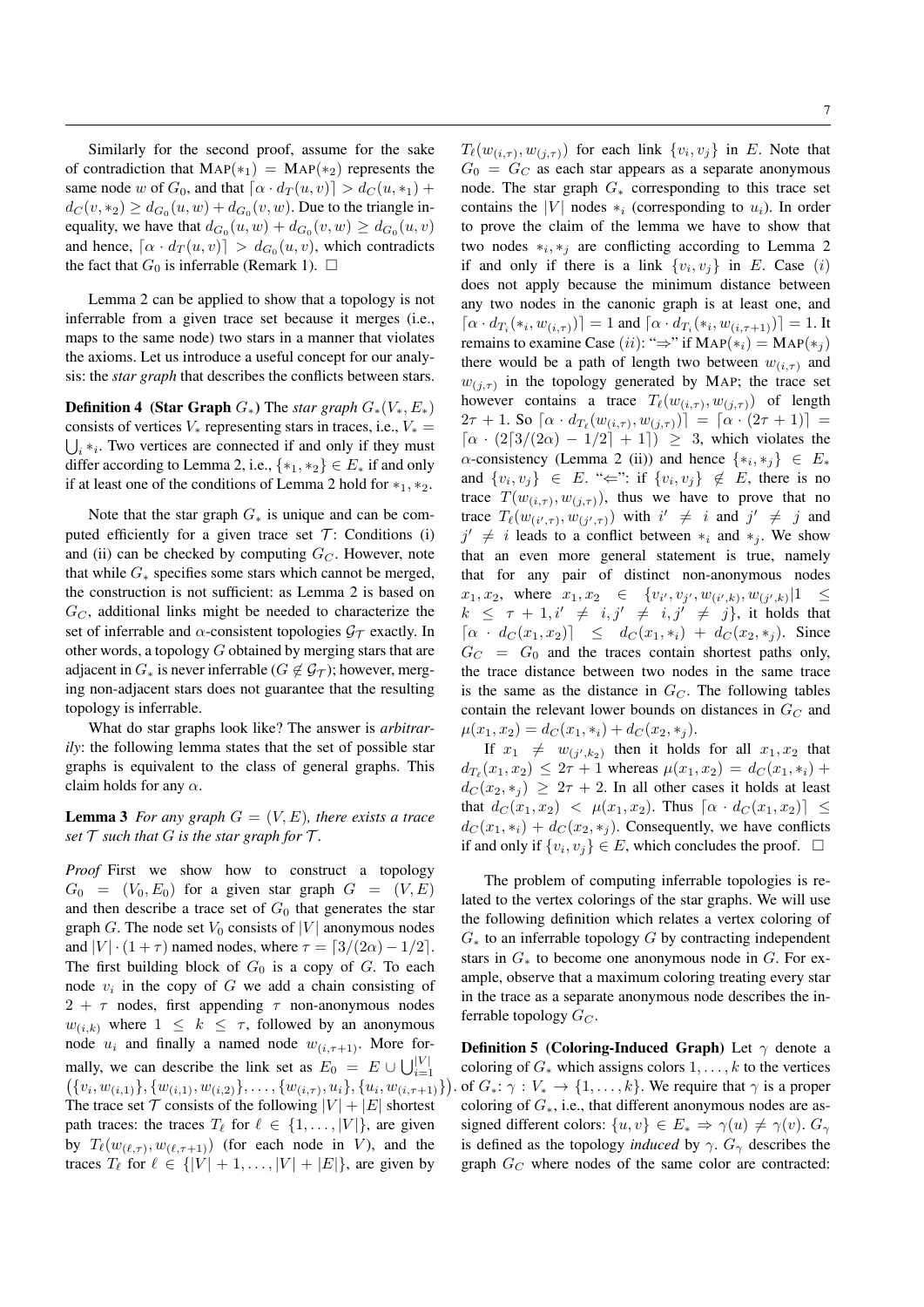Similarly for the second proof, assume for the sake of contradiction that $\text{MAP}(*_1) = \text{MAP}(*_2)$ represents the same node $w$ of $G_0$, and that $\lceil \alpha \cdot d_T(u,v) \rceil > d_C(u,*_1) + d_C(v,*_2) \geq d_{G_0}(u,w) + d_{G_0}(v,w)$. Due to the triangle inequality, we have that $d_{G_0}(u,w) + d_{G_0}(v,w) \geq d_{G_0}(u,v)$ and hence, $\lceil \alpha \cdot d_T(u,v) \rceil > d_{G_0}(u,v)$, which contradicts the fact that $G_0$ is inferrable (Remark 1). $\square$

Lemma 2 can be applied to show that a topology is not inferrable from a given trace set because it merges (i.e., maps to the same node) two stars in a manner that violates the axioms. Let us introduce a useful concept for our analysis: the *star graph* that describes the conflicts between stars.

**Definition 4 (Star Graph $G_*$)** The *star graph* $G_*(V_*, E_*)$ consists of vertices $V_*$ representing stars in traces, i.e., $V_* = \bigcup_i *_i$. Two vertices are connected if and only if they must differ according to Lemma 2, i.e., $\{*_1, *_2\} \in E_*$ if and only if at least one of the conditions of Lemma 2 hold for $*_1, *_2$.

Note that the star graph $G_*$ is unique and can be computed efficiently for a given trace set $\mathcal{T}$: Conditions (i) and (ii) can be checked by computing $G_C$. However, note that while $G_*$ specifies some stars which cannot be merged, the construction is not sufficient: as Lemma 2 is based on $G_C$, additional links might be needed to characterize the set of inferrable and $\alpha$-consistent topologies $\mathcal{G}_\mathcal{T}$ exactly. In other words, a topology $G$ obtained by merging stars that are adjacent in $G_*$ is never inferrable ($G \notin \mathcal{G}_\mathcal{T}$); however, merging non-adjacent stars does not guarantee that the resulting topology is inferrable.

What do star graphs look like? The answer is *arbitrarily*: the following lemma states that the set of possible star graphs is equivalent to the class of general graphs. This claim holds for any $\alpha$.

**Lemma 3** *For any graph $G = (V, E)$, there exists a trace set $\mathcal{T}$ such that $G$ is the star graph for $\mathcal{T}$.*

*Proof* First we show how to construct a topology $G_0 = (V_0, E_0)$ for a given star graph $G = (V, E)$ and then describe a trace set of $G_0$ that generates the star graph $G$. The node set $V_0$ consists of $|V|$ anonymous nodes and $|V| \cdot (1 + \tau)$ named nodes, where $\tau = \lceil 3/(2\alpha) - 1/2 \rceil$. The first building block of $G_0$ is a copy of $G$. To each node $v_i$ in the copy of $G$ we add a chain consisting of $2 + \tau$ nodes, first appending $\tau$ non-anonymous nodes $w_{(i,k)}$ where $1 \leq k \leq \tau$, followed by an anonymous node $u_i$ and finally a named node $w_{(i,\tau+1)}$. More formally, we can describe the link set as $E_0 = E \cup \bigcup_{i=1}^{|V|} \left(\{v_i, w_{(i,1)}\}, \{w_{(i,1)}, w_{(i,2)}\}, \ldots, \{w_{(i,\tau)}, u_i\}, \{u_i, w_{(i,\tau+1)}\}\right)$. The trace set $\mathcal{T}$ consists of the following $|V| + |E|$ shortest path traces: the traces $T_\ell$ for $\ell \in \{1, \ldots, |V|\}$, are given by $T_\ell(w_{(\ell,\tau)}, w_{(\ell,\tau+1)})$ (for each node in $V$), and the traces $T_\ell$ for $\ell \in \{|V|+1, \ldots, |V|+|E|\}$, are given by $T_\ell(w_{(i,\tau)}, w_{(j,\tau)})$ for each link $\{v_i, v_j\}$ in $E$. Note that $G_0 = G_C$ as each star appears as a separate anonymous node. The star graph $G_*$ corresponding to this trace set contains the $|V|$ nodes $*_i$ (corresponding to $u_i$). In order to prove the claim of the lemma we have to show that two nodes $*_i, *_j$ are conflicting according to Lemma 2 if and only if there is a link $\{v_i, v_j\}$ in $E$. Case $(i)$ does not apply because the minimum distance between any two nodes in the canonic graph is at least one, and $\lceil \alpha \cdot d_{T_i}(*_i, w_{(i,\tau)}) \rceil = 1$ and $\lceil \alpha \cdot d_{T_i}(*_i, w_{(i,\tau+1)}) \rceil = 1$. It remains to examine Case $(ii)$: "$\Rightarrow$" if $\text{MAP}(*_i) = \text{MAP}(*_j)$ there would be a path of length two between $w_{(i,\tau)}$ and $w_{(j,\tau)}$ in the topology generated by MAP; the trace set however contains a trace $T_\ell(w_{(i,\tau)}, w_{(j,\tau)})$ of length $2\tau + 1$. So $\lceil \alpha \cdot d_{T_\ell}(w_{(i,\tau)}, w_{(j,\tau)}) \rceil = \lceil \alpha \cdot (2\tau + 1) \rceil = \lceil \alpha \cdot (2\lceil 3/(2\alpha) - 1/2 \rceil + 1 \rceil) \geq 3$, which violates the $\alpha$-consistency (Lemma 2 (ii)) and hence $\{*_i, *_j\} \in E_*$ and $\{v_i, v_j\} \in E$. "$\Leftarrow$": if $\{v_i, v_j\} \notin E$, there is no trace $T(w_{(i,\tau)}, w_{(j,\tau)})$, thus we have to prove that no trace $T_\ell(w_{(i',\tau)}, w_{(j',\tau)})$ with $i' \neq i$ and $j' \neq j$ and $j' \neq i$ leads to a conflict between $*_i$ and $*_j$. We show that an even more general statement is true, namely that for any pair of distinct non-anonymous nodes $x_1, x_2$, where $x_1, x_2 \in \{v_{i'}, v_{j'}, w_{(i',k)}, w_{(j',k)} | 1 \leq k \leq \tau + 1, i' \neq i, j' \neq i, j' \neq j\}$, it holds that $\lceil \alpha \cdot d_C(x_1, x_2) \rceil \leq d_C(x_1, *_i) + d_C(x_2, *_j)$. Since $G_C = G_0$ and the traces contain shortest paths only, the trace distance between two nodes in the same trace is the same as the distance in $G_C$. The following tables contain the relevant lower bounds on distances in $G_C$ and $\mu(x_1, x_2) = d_C(x_1, *_i) + d_C(x_2, *_j)$.

If $x_1 \neq w_{(j',k_2)}$ then it holds for all $x_1, x_2$ that $d_{T_\ell}(x_1, x_2) \leq 2\tau + 1$ whereas $\mu(x_1, x_2) = d_C(x_1, *_i) + d_C(x_2, *_j) \geq 2\tau + 2$. In all other cases it holds at least that $d_C(x_1, x_2) < \mu(x_1, x_2)$. Thus $\lceil \alpha \cdot d_C(x_1, x_2) \rceil \leq d_C(x_1, *_i) + d_C(x_2, *_j)$. Consequently, we have conflicts if and only if $\{v_i, v_j\} \in E$, which concludes the proof. $\square$

The problem of computing inferrable topologies is related to the vertex colorings of the star graphs. We will use the following definition which relates a vertex coloring of $G_*$ to an inferrable topology $G$ by contracting independent stars in $G_*$ to become one anonymous node in $G$. For example, observe that a maximum coloring treating every star in the trace as a separate anonymous node describes the inferrable topology $G_C$.

**Definition 5 (Coloring-Induced Graph)** Let $\gamma$ denote a coloring of $G_*$ which assigns colors $1, \ldots, k$ to the vertices of $G_*$: $\gamma : V_* \to \{1, \ldots, k\}$. We require that $\gamma$ is a proper coloring of $G_*$, i.e., that different anonymous nodes are assigned different colors: $\{u, v\} \in E_* \Rightarrow \gamma(u) \neq \gamma(v)$. $G_\gamma$ is defined as the topology *induced* by $\gamma$. $G_\gamma$ describes the graph $G_C$ where nodes of the same color are contracted: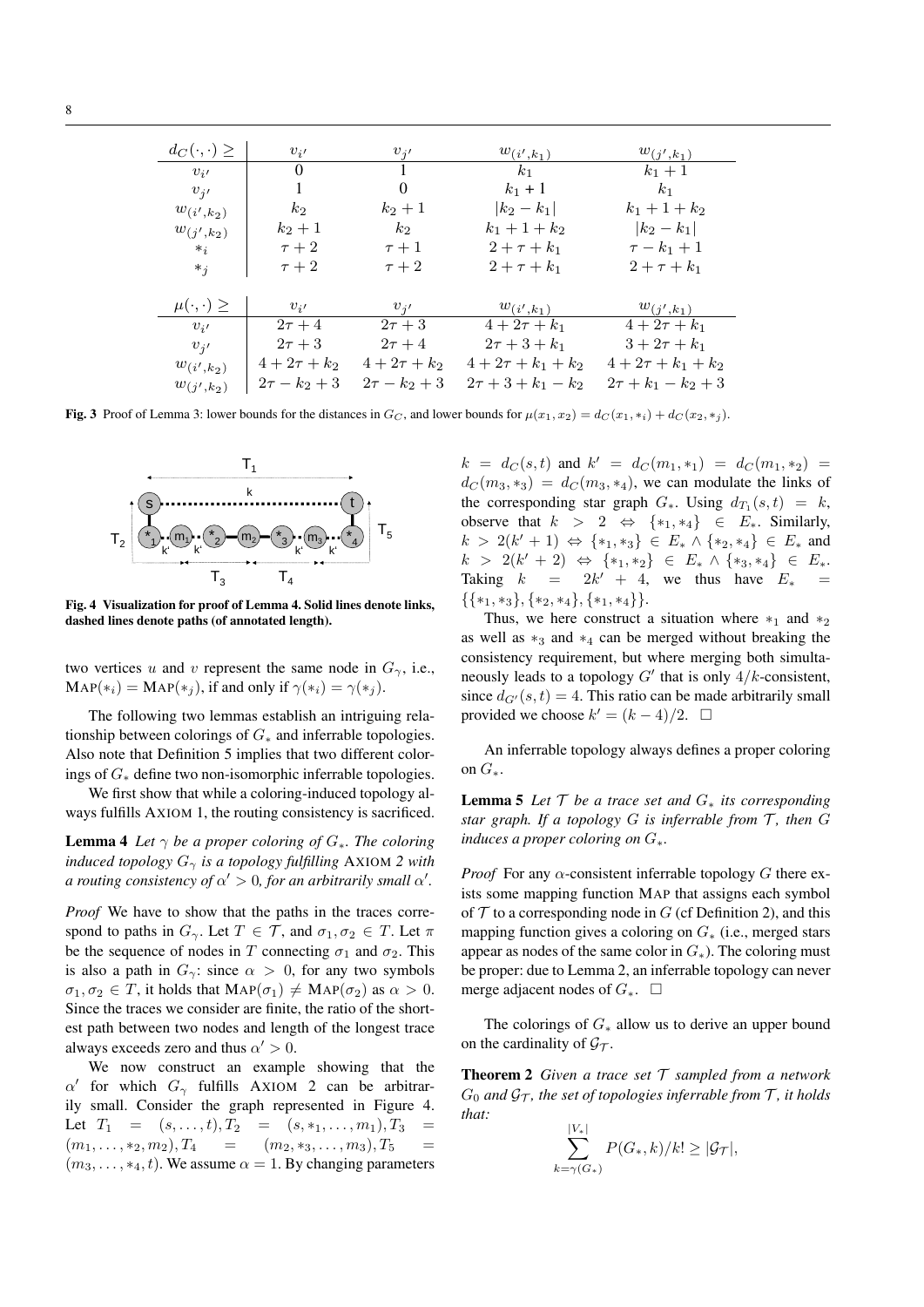| $d_C(\cdot,\cdot) \geq$ | $v_{i'}$ | $v_{j'}$ | $w_{(i',k_1)}$ | $w_{(j',k_1)}$ |
|---|---|---|---|---|
| $v_{i'}$ | $0$ | $1$ | $k_1$ | $k_1+1$ |
| $v_{j'}$ | $1$ | $0$ | $k_1+1$ | $k_1$ |
| $w_{(i',k_2)}$ | $k_2$ | $k_2+1$ | $\lvert k_2-k_1\rvert$ | $k_1+1+k_2$ |
| $w_{(j',k_2)}$ | $k_2+1$ | $k_2$ | $k_1+1+k_2$ | $\lvert k_2-k_1\rvert$ |
| $*_i$ | $\tau+2$ | $\tau+1$ | $2+\tau+k_1$ | $\tau-k_1+1$ |
| $*_j$ | $\tau+2$ | $\tau+2$ | $2+\tau+k_1$ | $2+\tau+k_1$ |

| $\mu(\cdot,\cdot) \geq$ | $v_{i'}$ | $v_{j'}$ | $w_{(i',k_1)}$ | $w_{(j',k_1)}$ |
|---|---|---|---|---|
| $v_{i'}$ | $2\tau+4$ | $2\tau+3$ | $4+2\tau+k_1$ | $4+2\tau+k_1$ |
| $v_{j'}$ | $2\tau+3$ | $2\tau+4$ | $2\tau+3+k_1$ | $3+2\tau+k_1$ |
| $w_{(i',k_2)}$ | $4+2\tau+k_2$ | $4+2\tau+k_2$ | $4+2\tau+k_1+k_2$ | $4+2\tau+k_1+k_2$ |
| $w_{(j',k_2)}$ | $2\tau-k_2+3$ | $2\tau-k_2+3$ | $2\tau+3+k_1-k_2$ | $2\tau+k_1-k_2+3$ |

**Fig. 3** Proof of Lemma 3: lower bounds for the distances in $G_C$, and lower bounds for $\mu(x_1,x_2) = d_C(x_1,*_i) + d_C(x_2,*_j)$.

**Fig. 4 Visualization for proof of Lemma 4. Solid lines denote links, dashed lines denote paths (of annotated length).**

two vertices $u$ and $v$ represent the same node in $G_\gamma$, i.e., $\text{MAP}(*_i) = \text{MAP}(*_j)$, if and only if $\gamma(*_i) = \gamma(*_j)$.

The following two lemmas establish an intriguing relationship between colorings of $G_*$ and inferrable topologies. Also note that Definition 5 implies that two different colorings of $G_*$ define two non-isomorphic inferrable topologies.

We first show that while a coloring-induced topology always fulfills AXIOM 1, the routing consistency is sacrificed.

**Lemma 4** *Let $\gamma$ be a proper coloring of $G_*$. The coloring induced topology $G_\gamma$ is a topology fulfilling* AXIOM *2 with a routing consistency of $\alpha' > 0$, for an arbitrarily small $\alpha'$.*

*Proof* We have to show that the paths in the traces correspond to paths in $G_\gamma$. Let $T \in \mathcal{T}$, and $\sigma_1, \sigma_2 \in T$. Let $\pi$ be the sequence of nodes in $T$ connecting $\sigma_1$ and $\sigma_2$. This is also a path in $G_\gamma$: since $\alpha > 0$, for any two symbols $\sigma_1, \sigma_2 \in T$, it holds that $\text{MAP}(\sigma_1) \neq \text{MAP}(\sigma_2)$ as $\alpha > 0$. Since the traces we consider are finite, the ratio of the shortest path between two nodes and length of the longest trace always exceeds zero and thus $\alpha' > 0$.

We now construct an example showing that the $\alpha'$ for which $G_\gamma$ fulfills AXIOM 2 can be arbitrarily small. Consider the graph represented in Figure 4. Let $T_1 = (s,\ldots,t), T_2 = (s,*_1,\ldots,m_1), T_3 = (m_1,\ldots,*_2,m_2), T_4 = (m_2,*_3,\ldots,m_3), T_5 = (m_3,\ldots,*_4,t)$. We assume $\alpha = 1$. By changing parameters $k = d_C(s,t)$ and $k' = d_C(m_1,*_1) = d_C(m_1,*_2) = d_C(m_3,*_3) = d_C(m_3,*_4)$, we can modulate the links of the corresponding star graph $G_*$. Using $d_{T_1}(s,t) = k$, observe that $k > 2 \Leftrightarrow \{*_1,*_4\} \in E_*$. Similarly, $k > 2(k'+1) \Leftrightarrow \{*_1,*_3\} \in E_* \wedge \{*_2,*_4\} \in E_*$ and $k > 2(k'+2) \Leftrightarrow \{*_1,*_2\} \in E_* \wedge \{*_3,*_4\} \in E_*$. Taking $k = 2k'+4$, we thus have $E_* = \{\{*_1,*_3\},\{*_2,*_4\},\{*_1,*_4\}\}$.

Thus, we here construct a situation where $*_1$ and $*_2$ as well as $*_3$ and $*_4$ can be merged without breaking the consistency requirement, but where merging both simultaneously leads to a topology $G'$ that is only $4/k$-consistent, since $d_{G'}(s,t) = 4$. This ratio can be made arbitrarily small provided we choose $k' = (k-4)/2$. $\square$

An inferrable topology always defines a proper coloring on $G_*$.

**Lemma 5** *Let $\mathcal{T}$ be a trace set and $G_*$ its corresponding star graph. If a topology $G$ is inferrable from $\mathcal{T}$, then $G$ induces a proper coloring on $G_*$.*

*Proof* For any $\alpha$-consistent inferrable topology $G$ there exists some mapping function MAP that assigns each symbol of $\mathcal{T}$ to a corresponding node in $G$ (cf Definition 2), and this mapping function gives a coloring on $G_*$ (i.e., merged stars appear as nodes of the same color in $G_*$). The coloring must be proper: due to Lemma 2, an inferrable topology can never merge adjacent nodes of $G_*$. $\square$

The colorings of $G_*$ allow us to derive an upper bound on the cardinality of $\mathcal{G}_\mathcal{T}$.

**Theorem 2** *Given a trace set $\mathcal{T}$ sampled from a network $G_0$ and $\mathcal{G}_\mathcal{T}$, the set of topologies inferrable from $\mathcal{T}$, it holds that:*

$$\sum_{k=\gamma(G_*)}^{|V_*|} P(G_*,k)/k! \geq |\mathcal{G}_\mathcal{T}|,$$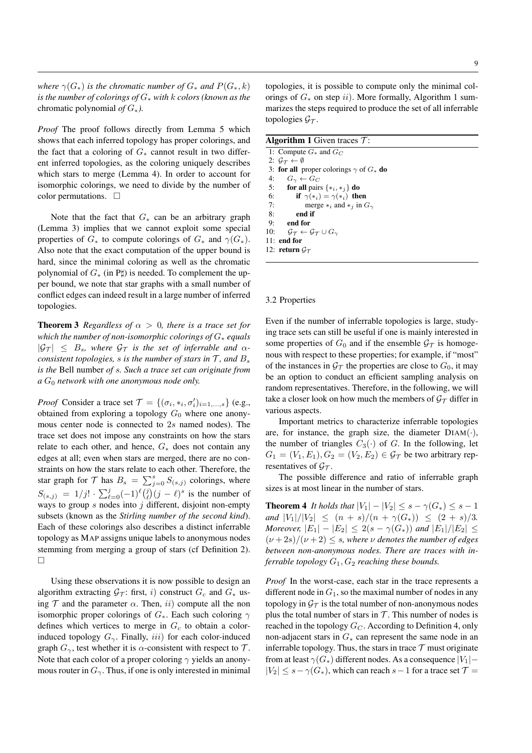*where $\gamma(G_*)$ is the chromatic number of $G_*$ and $P(G_*, k)$ is the number of colorings of $G_*$ with $k$ colors (known as the* chromatic polynomial *of $G_*$).*

*Proof* The proof follows directly from Lemma 5 which shows that each inferred topology has proper colorings, and the fact that a coloring of $G_*$ cannot result in two different inferred topologies, as the coloring uniquely describes which stars to merge (Lemma 4). In order to account for isomorphic colorings, we need to divide by the number of color permutations. $\square$

Note that the fact that $G_*$ can be an arbitrary graph (Lemma 3) implies that we cannot exploit some special properties of $G_*$ to compute colorings of $G_*$ and $\gamma(G_*)$. Also note that the exact computation of the upper bound is hard, since the minimal coloring as well as the chromatic polynomial of $G_*$ (in P♯) is needed. To complement the upper bound, we note that star graphs with a small number of conflict edges can indeed result in a large number of inferred topologies.

**Theorem 3** *Regardless of $\alpha > 0$, there is a trace set for which the number of non-isomorphic colorings of $G_*$ equals $|\mathcal{G}_\mathcal{T}| \leq B_s$, where $\mathcal{G}_\mathcal{T}$ is the set of inferrable and $\alpha$-consistent topologies, $s$ is the number of stars in $\mathcal{T}$, and $B_s$ is the* Bell number *of $s$. Such a trace set can originate from a $G_0$ network with one anonymous node only.*

*Proof* Consider a trace set $\mathcal{T} = \{(\sigma_i, *_i, \sigma'_i)_{i=1,\ldots,s}\}$ (e.g., obtained from exploring a topology $G_0$ where one anonymous center node is connected to $2s$ named nodes). The trace set does not impose any constraints on how the stars relate to each other, and hence, $G_*$ does not contain any edges at all; even when stars are merged, there are no constraints on how the stars relate to each other. Therefore, the star graph for $\mathcal{T}$ has $B_s = \sum_{j=0}^{s} S_{(s,j)}$ colorings, where $S_{(s,j)} = 1/j! \cdot \sum_{\ell=0}^{j} (-1)^\ell \binom{j}{\ell} (j-\ell)^s$ is the number of ways to group $s$ nodes into $j$ different, disjoint non-empty subsets (known as the *Stirling number of the second kind*). Each of these colorings also describes a distinct inferrable topology as MAP assigns unique labels to anonymous nodes stemming from merging a group of stars (cf Definition 2). $\square$

Using these observations it is now possible to design an algorithm extracting $\mathcal{G}_\mathcal{T}$: first, $i)$ construct $G_c$ and $G_*$ using $\mathcal{T}$ and the parameter $\alpha$. Then, $ii)$ compute all the non isomorphic proper colorings of $G_*$. Each such coloring $\gamma$ defines which vertices to merge in $G_c$ to obtain a color-induced topology $G_\gamma$. Finally, $iii)$ for each color-induced graph $G_\gamma$, test whether it is $\alpha$-consistent with respect to $\mathcal{T}$. Note that each color of a proper coloring $\gamma$ yields an anonymous router in $G_\gamma$. Thus, if one is only interested in minimal topologies, it is possible to compute only the minimal colorings of $G_*$ on step $ii)$. More formally, Algorithm 1 summarizes the steps required to produce the set of all inferrable topologies $\mathcal{G}_\mathcal{T}$.

**Algorithm 1** Given traces $\mathcal{T}$:

```
1: Compute G_* and G_C
2: G_T ← ∅
3: for all proper colorings γ of G_* do
4:     G_γ ← G_C
5:     for all pairs {*_i, *_j} do
6:         if γ(*_i) = γ(*_j) then
7:             merge *_i and *_j in G_γ
8:         end if
9:     end for
10:    G_T ← G_T ∪ G_γ
11: end for
12: return G_T
```

### 3.2 Properties

Even if the number of inferrable topologies is large, studying trace sets can still be useful if one is mainly interested in some properties of $G_0$ and if the ensemble $\mathcal{G}_\mathcal{T}$ is homogeneous with respect to these properties; for example, if "most" of the instances in $\mathcal{G}_\mathcal{T}$ the properties are close to $G_0$, it may be an option to conduct an efficient sampling analysis on random representatives. Therefore, in the following, we will take a closer look on how much the members of $\mathcal{G}_\mathcal{T}$ differ in various aspects.

Important metrics to characterize inferrable topologies are, for instance, the graph size, the diameter DIAM$(\cdot)$, the number of triangles $C_3(\cdot)$ of $G$. In the following, let $G_1 = (V_1, E_1), G_2 = (V_2, E_2) \in \mathcal{G}_\mathcal{T}$ be two arbitrary representatives of $\mathcal{G}_\mathcal{T}$.

The possible difference and ratio of inferrable graph sizes is at most linear in the number of stars.

**Theorem 4** *It holds that $|V_1| - |V_2| \leq s - \gamma(G_*) \leq s - 1$ and $|V_1|/|V_2| \leq (n+s)/(n+\gamma(G_*)) \leq (2+s)/3$. Moreover, $|E_1| - |E_2| \leq 2(s - \gamma(G_*))$ and $|E_1|/|E_2| \leq (\nu + 2s)/(\nu + 2) \leq s$, where $\nu$ denotes the number of edges between non-anonymous nodes. There are traces with inferrable topology $G_1, G_2$ reaching these bounds.*

*Proof* In the worst-case, each star in the trace represents a different node in $G_1$, so the maximal number of nodes in any topology in $\mathcal{G}_\mathcal{T}$ is the total number of non-anonymous nodes plus the total number of stars in $\mathcal{T}$. This number of nodes is reached in the topology $G_C$. According to Definition 4, only non-adjacent stars in $G_*$ can represent the same node in an inferrable topology. Thus, the stars in trace $\mathcal{T}$ must originate from at least $\gamma(G_*)$ different nodes. As a consequence $|V_1| - |V_2| \leq s - \gamma(G_*)$, which can reach $s-1$ for a trace set $\mathcal{T} =$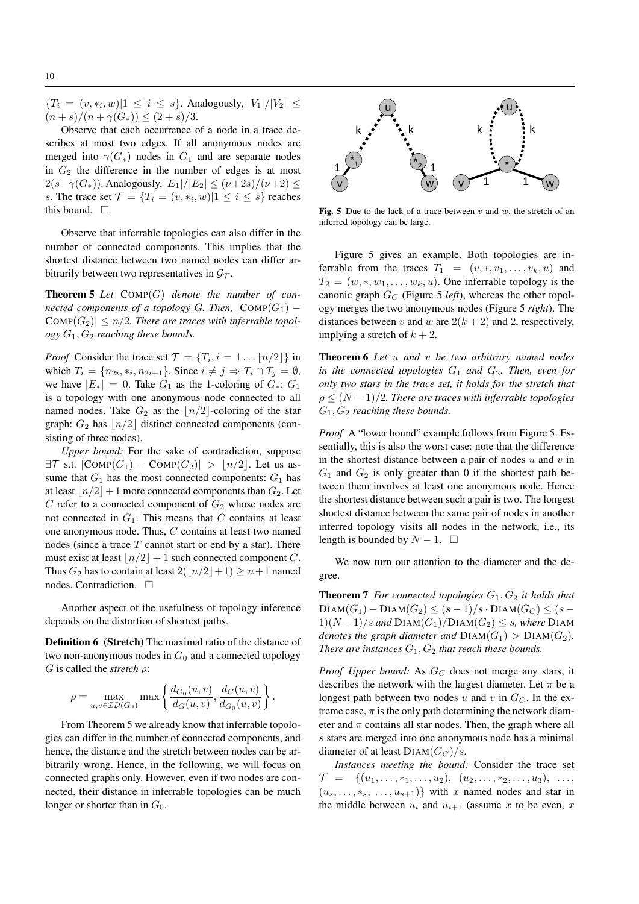$\{T_i = (v, *_i, w) | 1 \leq i \leq s\}$. Analogously, $|V_1|/|V_2| \leq (n+s)/(n+\gamma(G_*)) \leq (2+s)/3$.

Observe that each occurrence of a node in a trace describes at most two edges. If all anonymous nodes are merged into $\gamma(G_*)$ nodes in $G_1$ and are separate nodes in $G_2$ the difference in the number of edges is at most $2(s-\gamma(G_*))$. Analogously, $|E_1|/|E_2| \leq (\nu+2s)/(\nu+2) \leq s$. The trace set $\mathcal{T} = \{T_i = (v, *_i, w) | 1 \leq i \leq s\}$ reaches this bound. □

Observe that inferrable topologies can also differ in the number of connected components. This implies that the shortest distance between two named nodes can differ arbitrarily between two representatives in $\mathcal{G}_\mathcal{T}$.

**Theorem 5** *Let* $\text{COMP}(G)$ *denote the number of connected components of a topology* $G$. *Then,* $|\text{COMP}(G_1) - \text{COMP}(G_2)| \leq n/2$. *There are traces with inferrable topology* $G_1, G_2$ *reaching these bounds.*

*Proof* Consider the trace set $\mathcal{T} = \{T_i, i = 1 \ldots \lfloor n/2 \rfloor\}$ in which $T_i = \{n_{2i}, *_i, n_{2i+1}\}$. Since $i \neq j \Rightarrow T_i \cap T_j = \emptyset$, we have $|E_*| = 0$. Take $G_1$ as the 1-coloring of $G_*$: $G_1$ is a topology with one anonymous node connected to all named nodes. Take $G_2$ as the $\lfloor n/2 \rfloor$-coloring of the star graph: $G_2$ has $\lfloor n/2 \rfloor$ distinct connected components (consisting of three nodes).

*Upper bound:* For the sake of contradiction, suppose $\exists \mathcal{T}$ s.t. $|\text{COMP}(G_1) - \text{COMP}(G_2)| > \lfloor n/2 \rfloor$. Let us assume that $G_1$ has the most connected components: $G_1$ has at least $\lfloor n/2 \rfloor + 1$ more connected components than $G_2$. Let $C$ refer to a connected component of $G_2$ whose nodes are not connected in $G_1$. This means that $C$ contains at least one anonymous node. Thus, $C$ contains at least two named nodes (since a trace $T$ cannot start or end by a star). There must exist at least $\lfloor n/2 \rfloor + 1$ such connected component $C$. Thus $G_2$ has to contain at least $2(\lfloor n/2 \rfloor + 1) \geq n+1$ named nodes. Contradiction. □

Another aspect of the usefulness of topology inference depends on the distortion of shortest paths.

**Definition 6 (Stretch)** The maximal ratio of the distance of two non-anonymous nodes in $G_0$ and a connected topology $G$ is called the *stretch* $\rho$:

$$\rho = \max_{u,v \in \mathcal{ID}(G_0)} \max \left\{ \frac{d_{G_0}(u,v)}{d_G(u,v)}, \frac{d_G(u,v)}{d_{G_0}(u,v)} \right\}.$$

From Theorem 5 we already know that inferrable topologies can differ in the number of connected components, and hence, the distance and the stretch between nodes can be arbitrarily wrong. Hence, in the following, we will focus on connected graphs only. However, even if two nodes are connected, their distance in inferrable topologies can be much longer or shorter than in $G_0$.

**Fig. 5** Due to the lack of a trace between $v$ and $w$, the stretch of an inferred topology can be large.

Figure 5 gives an example. Both topologies are inferrable from the traces $T_1 = (v, *, v_1, \ldots, v_k, u)$ and $T_2 = (w, *, w_1, \ldots, w_k, u)$. One inferrable topology is the canonic graph $G_C$ (Figure 5 *left*), whereas the other topology merges the two anonymous nodes (Figure 5 *right*). The distances between $v$ and $w$ are $2(k+2)$ and 2, respectively, implying a stretch of $k+2$.

**Theorem 6** *Let* $u$ *and* $v$ *be two arbitrary named nodes in the connected topologies* $G_1$ *and* $G_2$. *Then, even for only two stars in the trace set, it holds for the stretch that* $\rho \leq (N-1)/2$. *There are traces with inferrable topologies* $G_1, G_2$ *reaching these bounds.*

*Proof* A "lower bound" example follows from Figure 5. Essentially, this is also the worst case: note that the difference in the shortest distance between a pair of nodes $u$ and $v$ in $G_1$ and $G_2$ is only greater than 0 if the shortest path between them involves at least one anonymous node. Hence the shortest distance between such a pair is two. The longest shortest distance between the same pair of nodes in another inferred topology visits all nodes in the network, i.e., its length is bounded by $N-1$. □

We now turn our attention to the diameter and the degree.

**Theorem 7** *For connected topologies* $G_1, G_2$ *it holds that* $\text{DIAM}(G_1) - \text{DIAM}(G_2) \leq (s-1)/s \cdot \text{DIAM}(G_C) \leq (s-1)(N-1)/s$ *and* $\text{DIAM}(G_1)/\text{DIAM}(G_2) \leq s$, *where* DIAM *denotes the graph diameter and* $\text{DIAM}(G_1) > \text{DIAM}(G_2)$. *There are instances* $G_1, G_2$ *that reach these bounds.*

*Proof Upper bound:* As $G_C$ does not merge any stars, it describes the network with the largest diameter. Let $\pi$ be a longest path between two nodes $u$ and $v$ in $G_C$. In the extreme case, $\pi$ is the only path determining the network diameter and $\pi$ contains all star nodes. Then, the graph where all $s$ stars are merged into one anonymous node has a minimal diameter of at least $\text{DIAM}(G_C)/s$.

*Instances meeting the bound:* Consider the trace set $\mathcal{T} = \{(u_1, \ldots, *_1, \ldots, u_2), (u_2, \ldots, *_2, \ldots, u_3), \ldots, (u_s, \ldots, *_s, \ldots, u_{s+1})\}$ with $x$ named nodes and star in the middle between $u_i$ and $u_{i+1}$ (assume $x$ to be even, $x$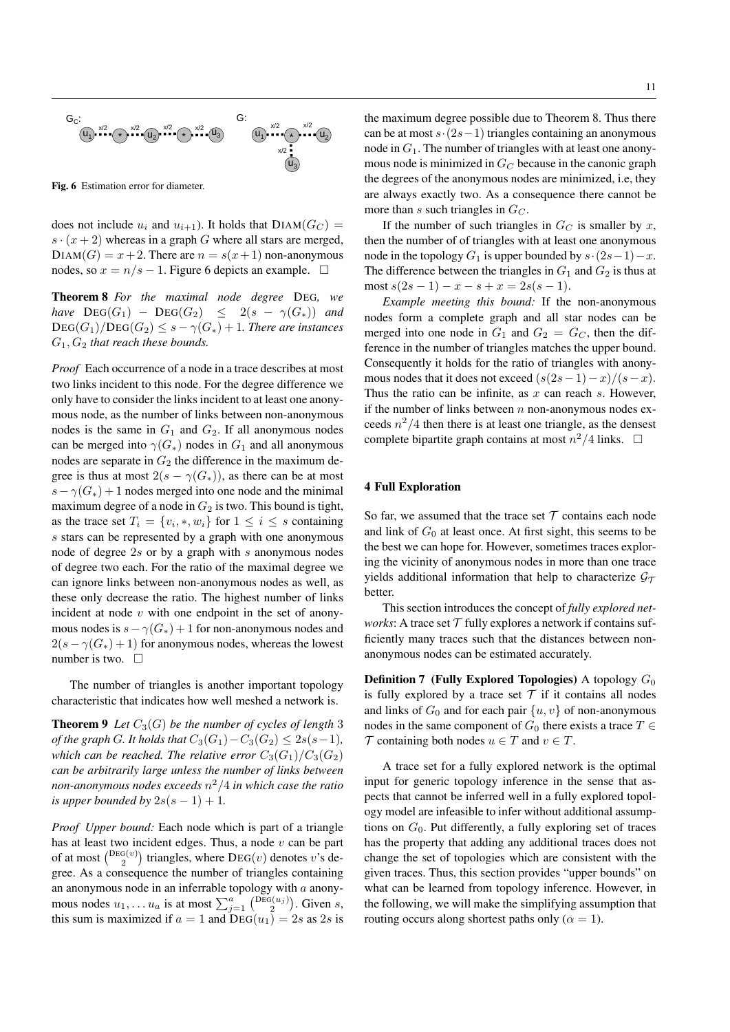Fig. 6 Estimation error for diameter.

does not include $u_i$ and $u_{i+1}$). It holds that $\text{DIAM}(G_C) = s \cdot (x+2)$ whereas in a graph $G$ where all stars are merged, $\text{DIAM}(G) = x+2$. There are $n = s(x+1)$ non-anonymous nodes, so $x = n/s - 1$. Figure 6 depicts an example. □

**Theorem 8** *For the maximal node degree* DEG*, we have* $\text{DEG}(G_1) - \text{DEG}(G_2) \leq 2(s - \gamma(G_*))$ *and* $\text{DEG}(G_1)/\text{DEG}(G_2) \leq s - \gamma(G_*) + 1$*. There are instances* $G_1, G_2$ *that reach these bounds.*

*Proof* Each occurrence of a node in a trace describes at most two links incident to this node. For the degree difference we only have to consider the links incident to at least one anonymous node, as the number of links between non-anonymous nodes is the same in $G_1$ and $G_2$. If all anonymous nodes can be merged into $\gamma(G_*)$ nodes in $G_1$ and all anonymous nodes are separate in $G_2$ the difference in the maximum degree is thus at most $2(s - \gamma(G_*))$, as there can be at most $s - \gamma(G_*) + 1$ nodes merged into one node and the minimal maximum degree of a node in $G_2$ is two. This bound is tight, as the trace set $T_i = \{v_i, *, w_i\}$ for $1 \leq i \leq s$ containing $s$ stars can be represented by a graph with one anonymous node of degree $2s$ or by a graph with $s$ anonymous nodes of degree two each. For the ratio of the maximal degree we can ignore links between non-anonymous nodes as well, as these only decrease the ratio. The highest number of links incident at node $v$ with one endpoint in the set of anonymous nodes is $s - \gamma(G_*) + 1$ for non-anonymous nodes and $2(s - \gamma(G_*) + 1)$ for anonymous nodes, whereas the lowest number is two. □

The number of triangles is another important topology characteristic that indicates how well meshed a network is.

**Theorem 9** *Let* $C_3(G)$ *be the number of cycles of length* 3 *of the graph* $G$*. It holds that* $C_3(G_1) - C_3(G_2) \leq 2s(s-1)$*, which can be reached. The relative error* $C_3(G_1)/C_3(G_2)$ *can be arbitrarily large unless the number of links between non-anonymous nodes exceeds* $n^2/4$ *in which case the ratio is upper bounded by* $2s(s-1)+1$*.*

*Proof Upper bound:* Each node which is part of a triangle has at least two incident edges. Thus, a node $v$ can be part of at most $\binom{\text{DEG}(v)}{2}$ triangles, where $\text{DEG}(v)$ denotes $v$'s degree. As a consequence the number of triangles containing an anonymous node in an inferrable topology with $a$ anonymous nodes $u_1, \ldots u_a$ is at most $\sum_{j=1}^{a} \binom{\text{DEG}(u_j)}{2}$. Given $s$, this sum is maximized if $a = 1$ and $\text{DEG}(u_1) = 2s$ as $2s$ is the maximum degree possible due to Theorem 8. Thus there can be at most $s \cdot (2s-1)$ triangles containing an anonymous node in $G_1$. The number of triangles with at least one anonymous node is minimized in $G_C$ because in the canonic graph the degrees of the anonymous nodes are minimized, i.e, they are always exactly two. As a consequence there cannot be more than $s$ such triangles in $G_C$.

If the number of such triangles in $G_C$ is smaller by $x$, then the number of of triangles with at least one anonymous node in the topology $G_1$ is upper bounded by $s \cdot (2s-1) - x$. The difference between the triangles in $G_1$ and $G_2$ is thus at most $s(2s-1) - x - s + x = 2s(s-1)$.

*Example meeting this bound:* If the non-anonymous nodes form a complete graph and all star nodes can be merged into one node in $G_1$ and $G_2 = G_C$, then the difference in the number of triangles matches the upper bound. Consequently it holds for the ratio of triangles with anonymous nodes that it does not exceed $(s(2s-1) - x)/(s - x)$. Thus the ratio can be infinite, as $x$ can reach $s$. However, if the number of links between $n$ non-anonymous nodes exceeds $n^2/4$ then there is at least one triangle, as the densest complete bipartite graph contains at most $n^2/4$ links. □

## 4 Full Exploration

So far, we assumed that the trace set $\mathcal{T}$ contains each node and link of $G_0$ at least once. At first sight, this seems to be the best we can hope for. However, sometimes traces exploring the vicinity of anonymous nodes in more than one trace yields additional information that help to characterize $\mathcal{G}_\mathcal{T}$ better.

This section introduces the concept of *fully explored networks*: A trace set $\mathcal{T}$ fully explores a network if contains sufficiently many traces such that the distances between non-anonymous nodes can be estimated accurately.

**Definition 7 (Fully Explored Topologies)** A topology $G_0$ is fully explored by a trace set $\mathcal{T}$ if it contains all nodes and links of $G_0$ and for each pair $\{u, v\}$ of non-anonymous nodes in the same component of $G_0$ there exists a trace $T \in \mathcal{T}$ containing both nodes $u \in T$ and $v \in T$.

A trace set for a fully explored network is the optimal input for generic topology inference in the sense that aspects that cannot be inferred well in a fully explored topology model are infeasible to infer without additional assumptions on $G_0$. Put differently, a fully exploring set of traces has the property that adding any additional traces does not change the set of topologies which are consistent with the given traces. Thus, this section provides "upper bounds" on what can be learned from topology inference. However, in the following, we will make the simplifying assumption that routing occurs along shortest paths only ($\alpha = 1$).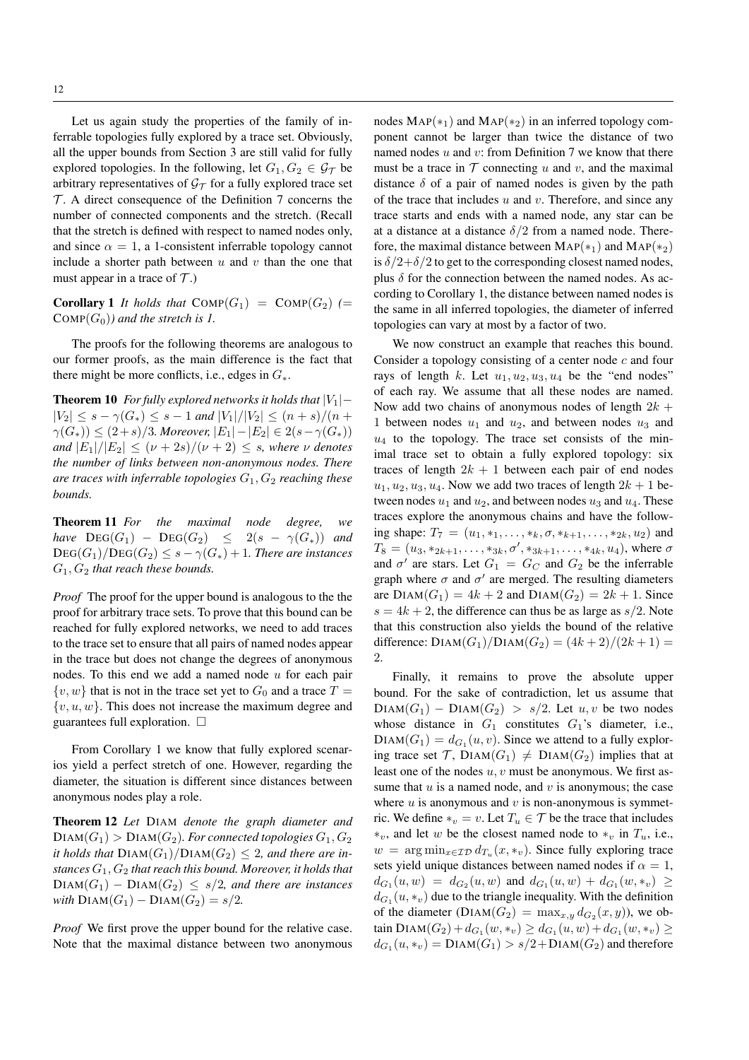Let us again study the properties of the family of inferrable topologies fully explored by a trace set. Obviously, all the upper bounds from Section 3 are still valid for fully explored topologies. In the following, let $G_1, G_2 \in \mathcal{G}_\mathcal{T}$ be arbitrary representatives of $\mathcal{G}_\mathcal{T}$ for a fully explored trace set $\mathcal{T}$. A direct consequence of the Definition 7 concerns the number of connected components and the stretch. (Recall that the stretch is defined with respect to named nodes only, and since $\alpha = 1$, a 1-consistent inferrable topology cannot include a shorter path between $u$ and $v$ than the one that must appear in a trace of $\mathcal{T}$.)

**Corollary 1** *It holds that* $\text{COMP}(G_1) = \text{COMP}(G_2)$ *(*$= \text{COMP}(G_0)$*) and the stretch is 1.*

The proofs for the following theorems are analogous to our former proofs, as the main difference is the fact that there might be more conflicts, i.e., edges in $G_*$.

**Theorem 10** *For fully explored networks it holds that* $|V_1| - |V_2| \leq s - \gamma(G_*) \leq s - 1$ *and* $|V_1|/|V_2| \leq (n+s)/(n+\gamma(G_*)) \leq (2+s)/3$*. Moreover,* $|E_1| - |E_2| \in 2(s - \gamma(G_*))$ *and* $|E_1|/|E_2| \leq (\nu + 2s)/(\nu + 2) \leq s$*, where* $\nu$ *denotes the number of links between non-anonymous nodes. There are traces with inferrable topologies* $G_1, G_2$ *reaching these bounds.*

**Theorem 11** *For the maximal node degree, we have* $\text{DEG}(G_1) - \text{DEG}(G_2) \leq 2(s - \gamma(G_*))$ *and* $\text{DEG}(G_1)/\text{DEG}(G_2) \leq s - \gamma(G_*) + 1$*. There are instances* $G_1, G_2$ *that reach these bounds.*

*Proof* The proof for the upper bound is analogous to the the proof for arbitrary trace sets. To prove that this bound can be reached for fully explored networks, we need to add traces to the trace set to ensure that all pairs of named nodes appear in the trace but does not change the degrees of anonymous nodes. To this end we add a named node $u$ for each pair $\{v, w\}$ that is not in the trace set yet to $G_0$ and a trace $T = \{v, u, w\}$. This does not increase the maximum degree and guarantees full exploration. □

From Corollary 1 we know that fully explored scenarios yield a perfect stretch of one. However, regarding the diameter, the situation is different since distances between anonymous nodes play a role.

**Theorem 12** *Let* DIAM *denote the graph diameter and* $\text{DIAM}(G_1) > \text{DIAM}(G_2)$*. For connected topologies* $G_1, G_2$ *it holds that* $\text{DIAM}(G_1)/\text{DIAM}(G_2) \leq 2$*, and there are instances* $G_1, G_2$ *that reach this bound. Moreover, it holds that* $\text{DIAM}(G_1) - \text{DIAM}(G_2) \leq s/2$*, and there are instances with* $\text{DIAM}(G_1) - \text{DIAM}(G_2) = s/2$*.*

*Proof* We first prove the upper bound for the relative case. Note that the maximal distance between two anonymous nodes $\text{MAP}(*_1)$ and $\text{MAP}(*_2)$ in an inferred topology component cannot be larger than twice the distance of two named nodes $u$ and $v$: from Definition 7 we know that there must be a trace in $\mathcal{T}$ connecting $u$ and $v$, and the maximal distance $\delta$ of a pair of named nodes is given by the path of the trace that includes $u$ and $v$. Therefore, and since any trace starts and ends with a named node, any star can be at a distance at a distance $\delta/2$ from a named node. Therefore, the maximal distance between $\text{MAP}(*_1)$ and $\text{MAP}(*_2)$ is $\delta/2 + \delta/2$ to get to the corresponding closest named nodes, plus $\delta$ for the connection between the named nodes. As according to Corollary 1, the distance between named nodes is the same in all inferred topologies, the diameter of inferred topologies can vary at most by a factor of two.

We now construct an example that reaches this bound. Consider a topology consisting of a center node $c$ and four rays of length $k$. Let $u_1, u_2, u_3, u_4$ be the "end nodes" of each ray. We assume that all these nodes are named. Now add two chains of anonymous nodes of length $2k+1$ between nodes $u_1$ and $u_2$, and between nodes $u_3$ and $u_4$ to the topology. The trace set consists of the minimal trace set to obtain a fully explored topology: six traces of length $2k+1$ between each pair of end nodes $u_1, u_2, u_3, u_4$. Now we add two traces of length $2k+1$ between nodes $u_1$ and $u_2$, and between nodes $u_3$ and $u_4$. These traces explore the anonymous chains and have the following shape: $T_7 = (u_1, *_1, \ldots, *_k, \sigma, *_{k+1}, \ldots, *_{2k}, u_2)$ and $T_8 = (u_3, *_{2k+1}, \ldots, *_{3k}, \sigma', *_{3k+1}, \ldots, *_{4k}, u_4)$, where $\sigma$ and $\sigma'$ are stars. Let $G_1 = G_C$ and $G_2$ be the inferrable graph where $\sigma$ and $\sigma'$ are merged. The resulting diameters are $\text{DIAM}(G_1) = 4k+2$ and $\text{DIAM}(G_2) = 2k+1$. Since $s = 4k+2$, the difference can thus be as large as $s/2$. Note that this construction also yields the bound of the relative difference: $\text{DIAM}(G_1)/\text{DIAM}(G_2) = (4k+2)/(2k+1) = 2$.

Finally, it remains to prove the absolute upper bound. For the sake of contradiction, let us assume that $\text{DIAM}(G_1) - \text{DIAM}(G_2) > s/2$. Let $u, v$ be two nodes whose distance in $G_1$ constitutes $G_1$'s diameter, i.e., $\text{DIAM}(G_1) = d_{G_1}(u, v)$. Since we attend to a fully exploring trace set $\mathcal{T}$, $\text{DIAM}(G_1) \neq \text{DIAM}(G_2)$ implies that at least one of the nodes $u, v$ must be anonymous. We first assume that $u$ is a named node, and $v$ is anonymous; the case where $u$ is anonymous and $v$ is non-anonymous is symmetric. We define $*_v = v$. Let $T_u \in \mathcal{T}$ be the trace that includes $*_v$, and let $w$ be the closest named node to $*_v$ in $T_u$, i.e., $w = \arg\min_{x \in \mathcal{ID}} d_{T_u}(x, *_v)$. Since fully exploring trace sets yield unique distances between named nodes if $\alpha = 1$, $d_{G_1}(u, w) = d_{G_2}(u, w)$ and $d_{G_1}(u, w) + d_{G_1}(w, *_v) \geq d_{G_1}(u, *_v)$ due to the triangle inequality. With the definition of the diameter ($\text{DIAM}(G_2) = \max_{x,y} d_{G_2}(x, y)$), we obtain $\text{DIAM}(G_2) + d_{G_1}(w, *_v) \geq d_{G_1}(u, w) + d_{G_1}(w, *_v) \geq d_{G_1}(u, *_v) = \text{DIAM}(G_1) > s/2 + \text{DIAM}(G_2)$ and therefore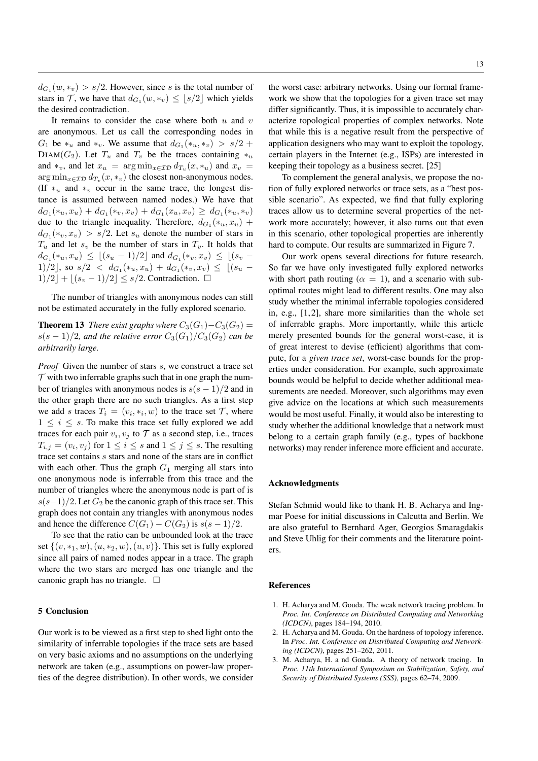$d_{G_1}(w, *_v) > s/2$. However, since $s$ is the total number of stars in $\mathcal{T}$, we have that $d_{G_1}(w, *_v) \leq \lfloor s/2 \rfloor$ which yields the desired contradiction.

It remains to consider the case where both $u$ and $v$ are anonymous. Let us call the corresponding nodes in $G_1$ be $*_u$ and $*_v$. We assume that $d_{G_1}(*_u, *_v) > s/2 + \text{DIAM}(G_2)$. Let $T_u$ and $T_v$ be the traces containing $*_u$ and $*_v$, and let $x_u = \arg\min_{x \in \mathcal{ID}} d_{T_u}(x, *_u)$ and $x_v = \arg\min_{x \in \mathcal{ID}} d_{T_v}(x, *_v)$ the closest non-anonymous nodes. (If $*_u$ and $*_v$ occur in the same trace, the longest distance is assumed between named nodes.) We have that $d_{G_1}(*_u, x_u) + d_{G_1}(*_v, x_v) + d_{G_1}(x_u, x_v) \geq d_{G_1}(*_u, *_v)$ due to the triangle inequality. Therefore, $d_{G_1}(*_u, x_u) + d_{G_1}(*_v, x_v) > s/2$. Let $s_u$ denote the number of stars in $T_u$ and let $s_v$ be the number of stars in $T_v$. It holds that $d_{G_1}(*_u, x_u) \leq \lfloor (s_u - 1)/2 \rfloor$ and $d_{G_1}(*_v, x_v) \leq \lfloor (s_v - 1)/2 \rfloor$, so $s/2 < d_{G_1}(*_u, x_u) + d_{G_1}(*_v, x_v) \leq \lfloor (s_u - 1)/2 \rfloor + \lfloor (s_v - 1)/2 \rfloor \leq s/2$. Contradiction. $\square$

The number of triangles with anonymous nodes can still not be estimated accurately in the fully explored scenario.

**Theorem 13** *There exist graphs where $C_3(G_1) - C_3(G_2) = s(s-1)/2$, and the relative error $C_3(G_1)/C_3(G_2)$ can be arbitrarily large.*

*Proof* Given the number of stars $s$, we construct a trace set $\mathcal{T}$ with two inferrable graphs such that in one graph the number of triangles with anonymous nodes is $s(s-1)/2$ and in the other graph there are no such triangles. As a first step we add $s$ traces $T_i = (v_i, *_i, w)$ to the trace set $\mathcal{T}$, where $1 \leq i \leq s$. To make this trace set fully explored we add traces for each pair $v_i, v_j$ to $\mathcal{T}$ as a second step, i.e., traces $T_{i,j} = (v_i, v_j)$ for $1 \leq i \leq s$ and $1 \leq j \leq s$. The resulting trace set contains $s$ stars and none of the stars are in conflict with each other. Thus the graph $G_1$ merging all stars into one anonymous node is inferrable from this trace and the number of triangles where the anonymous node is part of is $s(s-1)/2$. Let $G_2$ be the canonic graph of this trace set. This graph does not contain any triangles with anonymous nodes and hence the difference $C(G_1) - C(G_2)$ is $s(s-1)/2$.

To see that the ratio can be unbounded look at the trace set $\{(v, *_1, w), (u, *_2, w), (u, v)\}$. This set is fully explored since all pairs of named nodes appear in a trace. The graph where the two stars are merged has one triangle and the canonic graph has no triangle. $\square$

## 5 Conclusion

Our work is to be viewed as a first step to shed light onto the similarity of inferrable topologies if the trace sets are based on very basic axioms and no assumptions on the underlying network are taken (e.g., assumptions on power-law properties of the degree distribution). In other words, we consider the worst case: arbitrary networks. Using our formal framework we show that the topologies for a given trace set may differ significantly. Thus, it is impossible to accurately characterize topological properties of complex networks. Note that while this is a negative result from the perspective of application designers who may want to exploit the topology, certain players in the Internet (e.g., ISPs) are interested in keeping their topology as a business secret. [25]

To complement the general analysis, we propose the notion of fully explored networks or trace sets, as a "best possible scenario". As expected, we find that fully exploring traces allow us to determine several properties of the network more accurately; however, it also turns out that even in this scenario, other topological properties are inherently hard to compute. Our results are summarized in Figure 7.

Our work opens several directions for future research. So far we have only investigated fully explored networks with short path routing ($\alpha = 1$), and a scenario with sub-optimal routes might lead to different results. One may also study whether the minimal inferrable topologies considered in, e.g., [1,2], share more similarities than the whole set of inferrable graphs. More importantly, while this article merely presented bounds for the general worst-case, it is of great interest to devise (efficient) algorithms that compute, for a *given trace set*, worst-case bounds for the properties under consideration. For example, such approximate bounds would be helpful to decide whether additional measurements are needed. Moreover, such algorithms may even give advice on the locations at which such measurements would be most useful. Finally, it would also be interesting to study whether the additional knowledge that a network must belong to a certain graph family (e.g., types of backbone networks) may render inference more efficient and accurate.

### Acknowledgments

Stefan Schmid would like to thank H. B. Acharya and Ingmar Poese for initial discussions in Calcutta and Berlin. We are also grateful to Bernhard Ager, Georgios Smaragdakis and Steve Uhlig for their comments and the literature pointers.

### References

1. H. Acharya and M. Gouda. The weak network tracing problem. In *Proc. Int. Conference on Distributed Computing and Networking (ICDCN)*, pages 184–194, 2010.
2. H. Acharya and M. Gouda. On the hardness of topology inference. In *Proc. Int. Conference on Distributed Computing and Networking (ICDCN)*, pages 251–262, 2011.
3. M. Acharya, H. a nd Gouda. A theory of network tracing. In *Proc. 11th International Symposium on Stabilization, Safety, and Security of Distributed Systems (SSS)*, pages 62–74, 2009.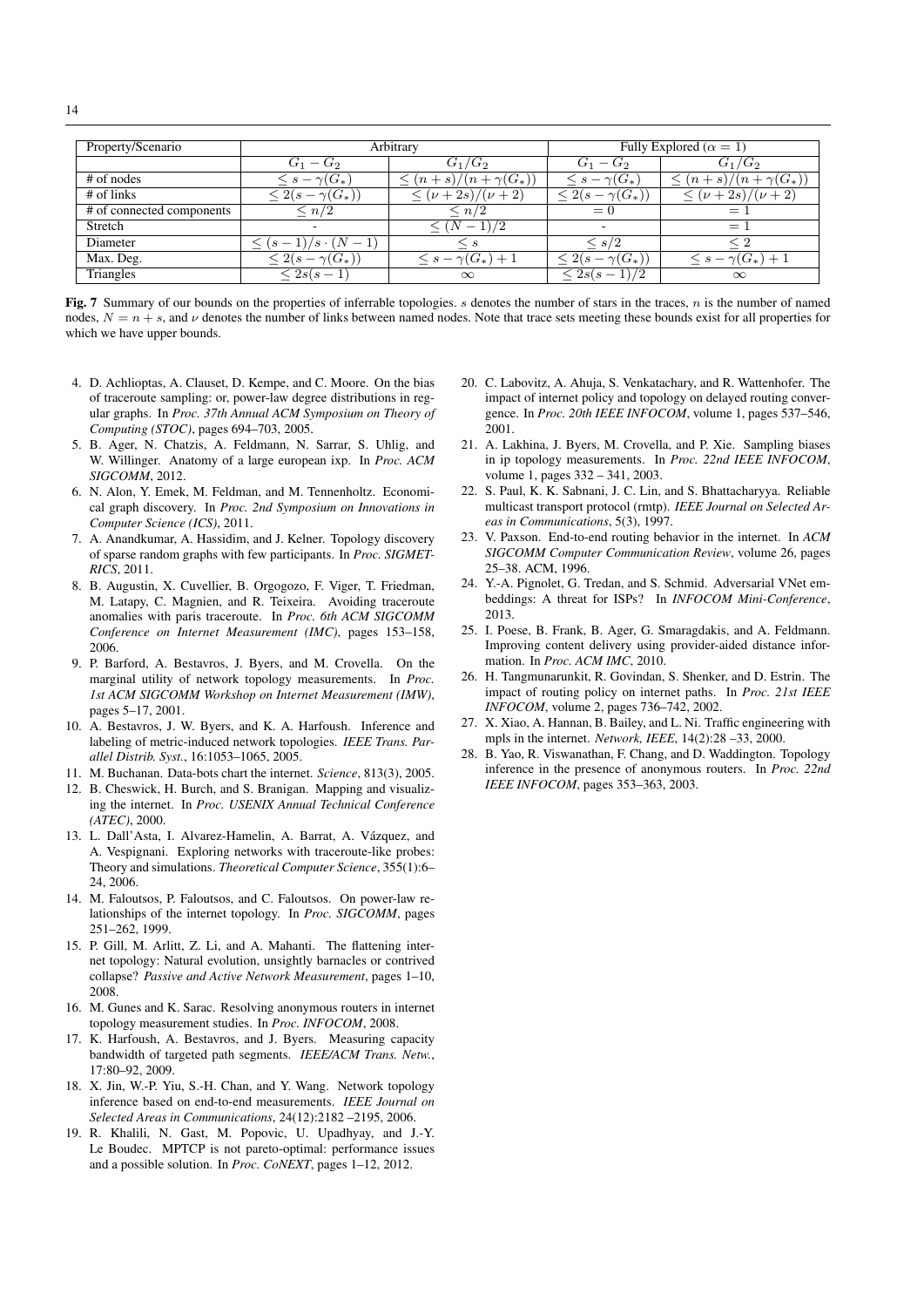| Property/Scenario | Arbitrary | | Fully Explored ($\alpha = 1$) | |
|---|---|---|---|---|
| | $G_1 - G_2$ | $G_1/G_2$ | $G_1 - G_2$ | $G_1/G_2$ |
| # of nodes | $\leq s - \gamma(G_*)$ | $\leq (n+s)/(n+\gamma(G_*))$ | $\leq s - \gamma(G_*)$ | $\leq (n+s)/(n+\gamma(G_*))$ |
| # of links | $\leq 2(s - \gamma(G_*))$ | $\leq (\nu + 2s)/(\nu + 2)$ | $\leq 2(s - \gamma(G_*))$ | $\leq (\nu + 2s)/(\nu + 2)$ |
| # of connected components | $\leq n/2$ | $\leq n/2$ | $= 0$ | $= 1$ |
| Stretch | - | $\leq (N-1)/2$ | - | $= 1$ |
| Diameter | $\leq (s-1)/s \cdot (N-1)$ | $\leq s$ | $\leq s/2$ | $\leq 2$ |
| Max. Deg. | $\leq 2(s - \gamma(G_*))$ | $\leq s - \gamma(G_*) + 1$ | $\leq 2(s - \gamma(G_*))$ | $\leq s - \gamma(G_*) + 1$ |
| Triangles | $\leq 2s(s-1)$ | $\infty$ | $\leq 2s(s-1)/2$ | $\infty$ |

**Fig. 7** Summary of our bounds on the properties of inferrable topologies. $s$ denotes the number of stars in the traces, $n$ is the number of named nodes, $N = n + s$, and $\nu$ denotes the number of links between named nodes. Note that trace sets meeting these bounds exist for all properties for which we have upper bounds.

4. D. Achlioptas, A. Clauset, D. Kempe, and C. Moore. On the bias of traceroute sampling: or, power-law degree distributions in regular graphs. In *Proc. 37th Annual ACM Symposium on Theory of Computing (STOC)*, pages 694–703, 2005.
5. B. Ager, N. Chatzis, A. Feldmann, N. Sarrar, S. Uhlig, and W. Willinger. Anatomy of a large european ixp. In *Proc. ACM SIGCOMM*, 2012.
6. N. Alon, Y. Emek, M. Feldman, and M. Tennenholtz. Economical graph discovery. In *Proc. 2nd Symposium on Innovations in Computer Science (ICS)*, 2011.
7. A. Anandkumar, A. Hassidim, and J. Kelner. Topology discovery of sparse random graphs with few participants. In *Proc. SIGMETRICS*, 2011.
8. B. Augustin, X. Cuvellier, B. Orgogozo, F. Viger, T. Friedman, M. Latapy, C. Magnien, and R. Teixeira. Avoiding traceroute anomalies with paris traceroute. In *Proc. 6th ACM SIGCOMM Conference on Internet Measurement (IMC)*, pages 153–158, 2006.
9. P. Barford, A. Bestavros, J. Byers, and M. Crovella. On the marginal utility of network topology measurements. In *Proc. 1st ACM SIGCOMM Workshop on Internet Measurement (IMW)*, pages 5–17, 2001.
10. A. Bestavros, J. W. Byers, and K. A. Harfoush. Inference and labeling of metric-induced network topologies. *IEEE Trans. Parallel Distrib. Syst.*, 16:1053–1065, 2005.
11. M. Buchanan. Data-bots chart the internet. *Science*, 813(3), 2005.
12. B. Cheswick, H. Burch, and S. Branigan. Mapping and visualizing the internet. In *Proc. USENIX Annual Technical Conference (ATEC)*, 2000.
13. L. Dall'Asta, I. Alvarez-Hamelin, A. Barrat, A. Vázquez, and A. Vespignani. Exploring networks with traceroute-like probes: Theory and simulations. *Theoretical Computer Science*, 355(1):6–24, 2006.
14. M. Faloutsos, P. Faloutsos, and C. Faloutsos. On power-law relationships of the internet topology. In *Proc. SIGCOMM*, pages 251–262, 1999.
15. P. Gill, M. Arlitt, Z. Li, and A. Mahanti. The flattening internet topology: Natural evolution, unsightly barnacles or contrived collapse? *Passive and Active Network Measurement*, pages 1–10, 2008.
16. M. Gunes and K. Sarac. Resolving anonymous routers in internet topology measurement studies. In *Proc. INFOCOM*, 2008.
17. K. Harfoush, A. Bestavros, and J. Byers. Measuring capacity bandwidth of targeted path segments. *IEEE/ACM Trans. Netw.*, 17:80–92, 2009.
18. X. Jin, W.-P. Yiu, S.-H. Chan, and Y. Wang. Network topology inference based on end-to-end measurements. *IEEE Journal on Selected Areas in Communications*, 24(12):2182 –2195, 2006.
19. R. Khalili, N. Gast, M. Popovic, U. Upadhyay, and J.-Y. Le Boudec. MPTCP is not pareto-optimal: performance issues and a possible solution. In *Proc. CoNEXT*, pages 1–12, 2012.
20. C. Labovitz, A. Ahuja, S. Venkatachary, and R. Wattenhofer. The impact of internet policy and topology on delayed routing convergence. In *Proc. 20th IEEE INFOCOM*, volume 1, pages 537–546, 2001.
21. A. Lakhina, J. Byers, M. Crovella, and P. Xie. Sampling biases in ip topology measurements. In *Proc. 22nd IEEE INFOCOM*, volume 1, pages 332 – 341, 2003.
22. S. Paul, K. K. Sabnani, J. C. Lin, and S. Bhattacharyya. Reliable multicast transport protocol (rmtp). *IEEE Journal on Selected Areas in Communications*, 5(3), 1997.
23. V. Paxson. End-to-end routing behavior in the internet. In *ACM SIGCOMM Computer Communication Review*, volume 26, pages 25–38. ACM, 1996.
24. Y.-A. Pignolet, G. Tredan, and S. Schmid. Adversarial VNet embeddings: A threat for ISPs? In *INFOCOM Mini-Conference*, 2013.
25. I. Poese, B. Frank, B. Ager, G. Smaragdakis, and A. Feldmann. Improving content delivery using provider-aided distance information. In *Proc. ACM IMC*, 2010.
26. H. Tangmunarunkit, R. Govindan, S. Shenker, and D. Estrin. The impact of routing policy on internet paths. In *Proc. 21st IEEE INFOCOM*, volume 2, pages 736–742, 2002.
27. X. Xiao, A. Hannan, B. Bailey, and L. Ni. Traffic engineering with mpls in the internet. *Network, IEEE*, 14(2):28 –33, 2000.
28. B. Yao, R. Viswanathan, F. Chang, and D. Waddington. Topology inference in the presence of anonymous routers. In *Proc. 22nd IEEE INFOCOM*, pages 353–363, 2003.